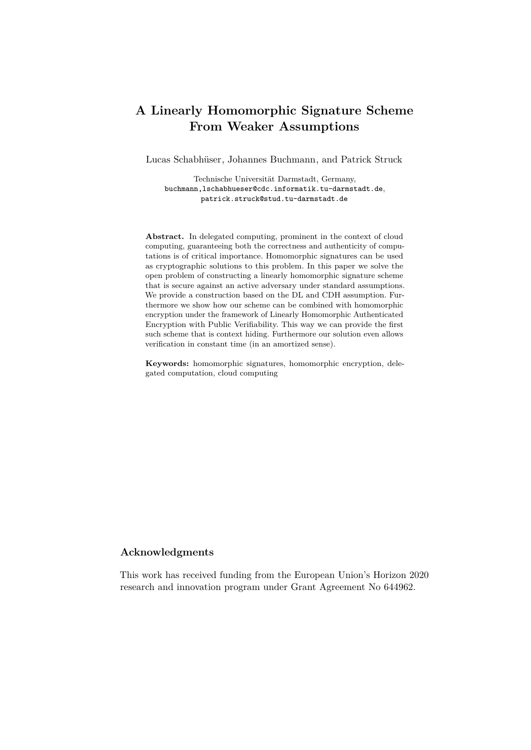# A Linearly Homomorphic Signature Scheme From Weaker Assumptions

Lucas Schabhüser, Johannes Buchmann, and Patrick Struck

Technische Universität Darmstadt, Germany,
buchmann,lschabhueser@cdc.informatik.tu-darmstadt.de,
patrick.struck@stud.tu-darmstadt.de

**Abstract.** In delegated computing, prominent in the context of cloud computing, guaranteeing both the correctness and authenticity of computations is of critical importance. Homomorphic signatures can be used as cryptographic solutions to this problem. In this paper we solve the open problem of constructing a linearly homomorphic signature scheme that is secure against an active adversary under standard assumptions. We provide a construction based on the DL and CDH assumption. Furthermore we show how our scheme can be combined with homomorphic encryption under the framework of Linearly Homomorphic Authenticated Encryption with Public Verifiability. This way we can provide the first such scheme that is context hiding. Furthermore our solution even allows verification in constant time (in an amortized sense).

**Keywords:** homomorphic signatures, homomorphic encryption, delegated computation, cloud computing

## Acknowledgments

This work has received funding from the European Union's Horizon 2020 research and innovation program under Grant Agreement No 644962.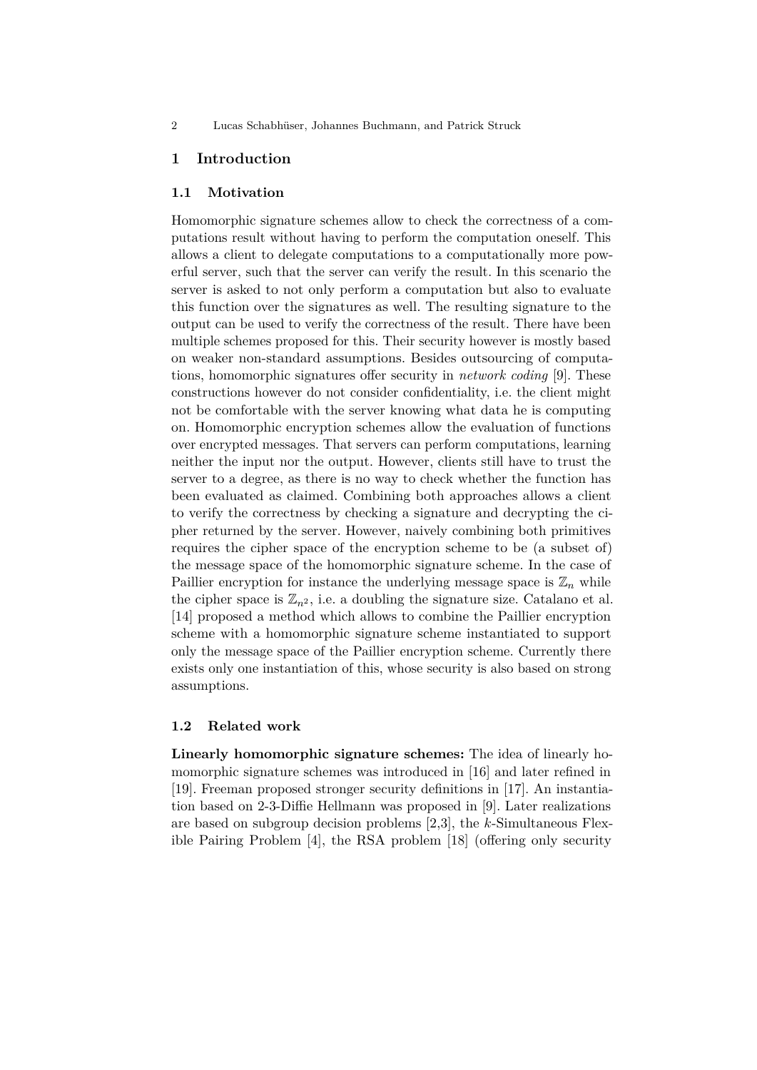## 1 Introduction

### 1.1 Motivation

Homomorphic signature schemes allow to check the correctness of a computations result without having to perform the computation oneself. This allows a client to delegate computations to a computationally more powerful server, such that the server can verify the result. In this scenario the server is asked to not only perform a computation but also to evaluate this function over the signatures as well. The resulting signature to the output can be used to verify the correctness of the result. There have been multiple schemes proposed for this. Their security however is mostly based on weaker non-standard assumptions. Besides outsourcing of computations, homomorphic signatures offer security in *network coding* [9]. These constructions however do not consider confidentiality, i.e. the client might not be comfortable with the server knowing what data he is computing on. Homomorphic encryption schemes allow the evaluation of functions over encrypted messages. That servers can perform computations, learning neither the input nor the output. However, clients still have to trust the server to a degree, as there is no way to check whether the function has been evaluated as claimed. Combining both approaches allows a client to verify the correctness by checking a signature and decrypting the cipher returned by the server. However, naively combining both primitives requires the cipher space of the encryption scheme to be (a subset of) the message space of the homomorphic signature scheme. In the case of Paillier encryption for instance the underlying message space is $\mathbb{Z}_n$ while the cipher space is $\mathbb{Z}_{n^2}$, i.e. a doubling the signature size. Catalano et al. [14] proposed a method which allows to combine the Paillier encryption scheme with a homomorphic signature scheme instantiated to support only the message space of the Paillier encryption scheme. Currently there exists only one instantiation of this, whose security is also based on strong assumptions.

### 1.2 Related work

**Linearly homomorphic signature schemes:** The idea of linearly homomorphic signature schemes was introduced in [16] and later refined in [19]. Freeman proposed stronger security definitions in [17]. An instantiation based on 2-3-Diffie Hellmann was proposed in [9]. Later realizations are based on subgroup decision problems [2,3], the $k$-Simultaneous Flexible Pairing Problem [4], the RSA problem [18] (offering only security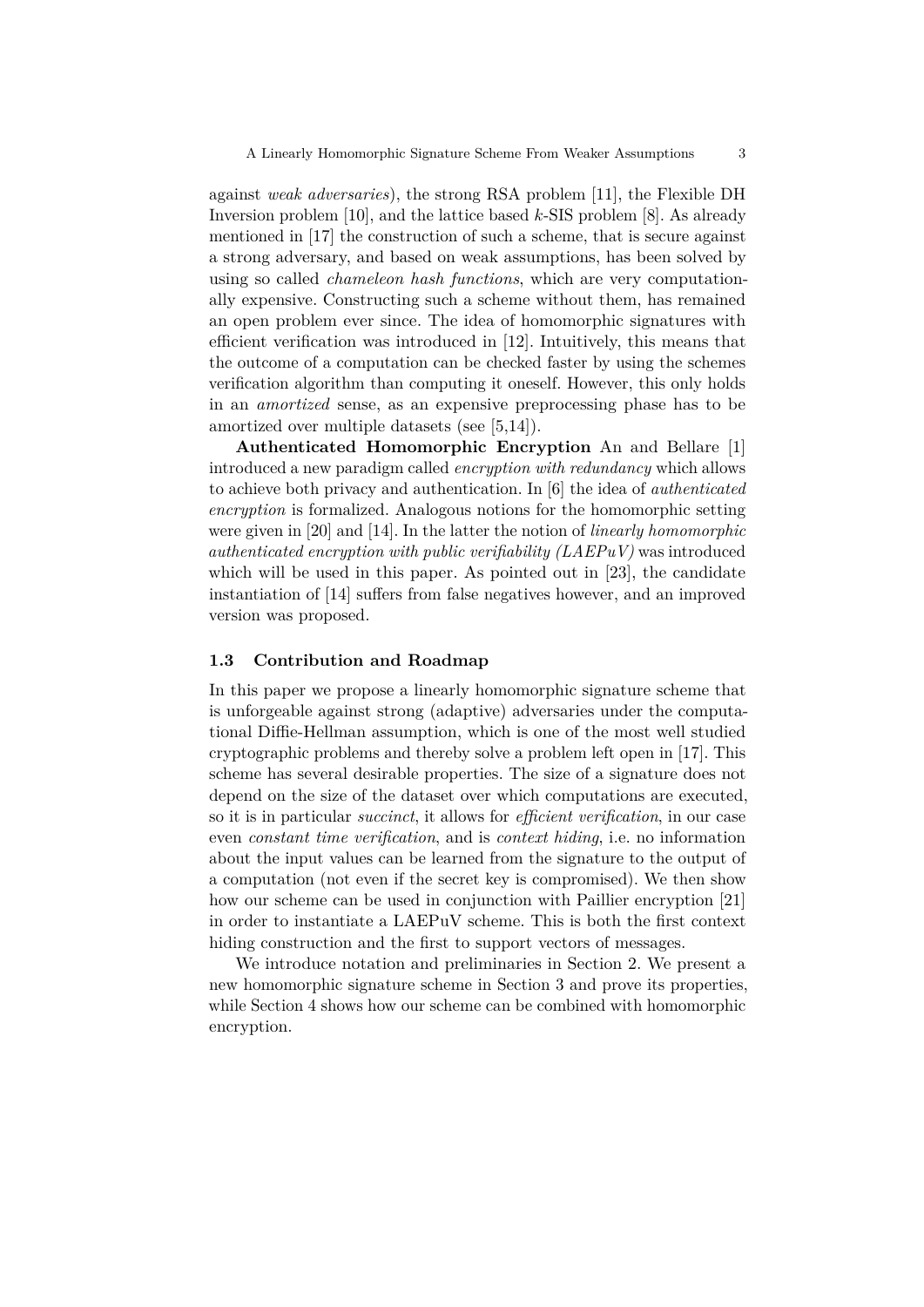against *weak adversaries*), the strong RSA problem [11], the Flexible DH Inversion problem [10], and the lattice based $k$-SIS problem [8]. As already mentioned in [17] the construction of such a scheme, that is secure against a strong adversary, and based on weak assumptions, has been solved by using so called *chameleon hash functions*, which are very computationally expensive. Constructing such a scheme without them, has remained an open problem ever since. The idea of homomorphic signatures with efficient verification was introduced in [12]. Intuitively, this means that the outcome of a computation can be checked faster by using the schemes verification algorithm than computing it oneself. However, this only holds in an *amortized* sense, as an expensive preprocessing phase has to be amortized over multiple datasets (see [5,14]).

**Authenticated Homomorphic Encryption** An and Bellare [1] introduced a new paradigm called *encryption with redundancy* which allows to achieve both privacy and authentication. In [6] the idea of *authenticated encryption* is formalized. Analogous notions for the homomorphic setting were given in [20] and [14]. In the latter the notion of *linearly homomorphic authenticated encryption with public verifiability (LAEPuV)* was introduced which will be used in this paper. As pointed out in [23], the candidate instantiation of [14] suffers from false negatives however, and an improved version was proposed.

### 1.3 Contribution and Roadmap

In this paper we propose a linearly homomorphic signature scheme that is unforgeable against strong (adaptive) adversaries under the computational Diffie-Hellman assumption, which is one of the most well studied cryptographic problems and thereby solve a problem left open in [17]. This scheme has several desirable properties. The size of a signature does not depend on the size of the dataset over which computations are executed, so it is in particular *succinct*, it allows for *efficient verification*, in our case even *constant time verification*, and is *context hiding*, i.e. no information about the input values can be learned from the signature to the output of a computation (not even if the secret key is compromised). We then show how our scheme can be used in conjunction with Paillier encryption [21] in order to instantiate a LAEPuV scheme. This is both the first context hiding construction and the first to support vectors of messages.

We introduce notation and preliminaries in Section 2. We present a new homomorphic signature scheme in Section 3 and prove its properties, while Section 4 shows how our scheme can be combined with homomorphic encryption.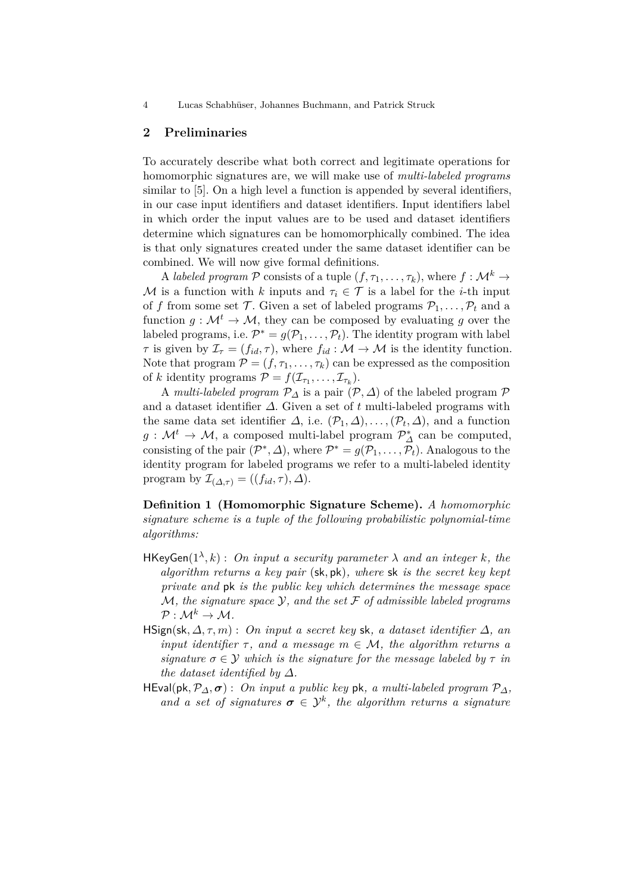## 2 Preliminaries

To accurately describe what both correct and legitimate operations for homomorphic signatures are, we will make use of *multi-labeled programs* similar to [5]. On a high level a function is appended by several identifiers, in our case input identifiers and dataset identifiers. Input identifiers label in which order the input values are to be used and dataset identifiers determine which signatures can be homomorphically combined. The idea is that only signatures created under the same dataset identifier can be combined. We will now give formal definitions.

A *labeled program* $\mathcal{P}$ consists of a tuple $(f, \tau_1, \ldots, \tau_k)$, where $f : \mathcal{M}^k \to \mathcal{M}$ is a function with $k$ inputs and $\tau_i \in \mathcal{T}$ is a label for the $i$-th input of $f$ from some set $\mathcal{T}$. Given a set of labeled programs $\mathcal{P}_1, \ldots, \mathcal{P}_t$ and a function $g : \mathcal{M}^t \to \mathcal{M}$, they can be composed by evaluating $g$ over the labeled programs, i.e. $\mathcal{P}^* = g(\mathcal{P}_1, \ldots, \mathcal{P}_t)$. The identity program with label $\tau$ is given by $\mathcal{I}_\tau = (f_{id}, \tau)$, where $f_{id} : \mathcal{M} \to \mathcal{M}$ is the identity function. Note that program $\mathcal{P} = (f, \tau_1, \ldots, \tau_k)$ can be expressed as the composition of $k$ identity programs $\mathcal{P} = f(\mathcal{I}_{\tau_1}, \ldots, \mathcal{I}_{\tau_k})$.

A *multi-labeled program* $\mathcal{P}_\Delta$ is a pair $(\mathcal{P}, \Delta)$ of the labeled program $\mathcal{P}$ and a dataset identifier $\Delta$. Given a set of $t$ multi-labeled programs with the same data set identifier $\Delta$, i.e. $(\mathcal{P}_1, \Delta), \ldots, (\mathcal{P}_t, \Delta)$, and a function $g : \mathcal{M}^t \to \mathcal{M}$, a composed multi-label program $\mathcal{P}^*_\Delta$ can be computed, consisting of the pair $(\mathcal{P}^*, \Delta)$, where $\mathcal{P}^* = g(\mathcal{P}_1, \ldots, \mathcal{P}_t)$. Analogous to the identity program for labeled programs we refer to a multi-labeled identity program by $\mathcal{I}_{(\Delta,\tau)} = ((f_{id}, \tau), \Delta)$.

**Definition 1 (Homomorphic Signature Scheme).** *A homomorphic signature scheme is a tuple of the following probabilistic polynomial-time algorithms:*

- $\mathsf{HKeyGen}(1^\lambda, k)$ : *On input a security parameter $\lambda$ and an integer $k$, the algorithm returns a key pair $(\mathsf{sk}, \mathsf{pk})$, where $\mathsf{sk}$ is the secret key kept private and $\mathsf{pk}$ is the public key which determines the message space $\mathcal{M}$, the signature space $\mathcal{Y}$, and the set $\mathcal{F}$ of admissible labeled programs $\mathcal{P} : \mathcal{M}^k \to \mathcal{M}$.*
- $\mathsf{HSign}(\mathsf{sk}, \Delta, \tau, m)$ : *On input a secret key $\mathsf{sk}$, a dataset identifier $\Delta$, an input identifier $\tau$, and a message $m \in \mathcal{M}$, the algorithm returns a signature $\sigma \in \mathcal{Y}$ which is the signature for the message labeled by $\tau$ in the dataset identified by $\Delta$.*
- $\mathsf{HEval}(\mathsf{pk}, \mathcal{P}_\Delta, \boldsymbol{\sigma})$ : *On input a public key $\mathsf{pk}$, a multi-labeled program $\mathcal{P}_\Delta$, and a set of signatures $\boldsymbol{\sigma} \in \mathcal{Y}^k$, the algorithm returns a signature*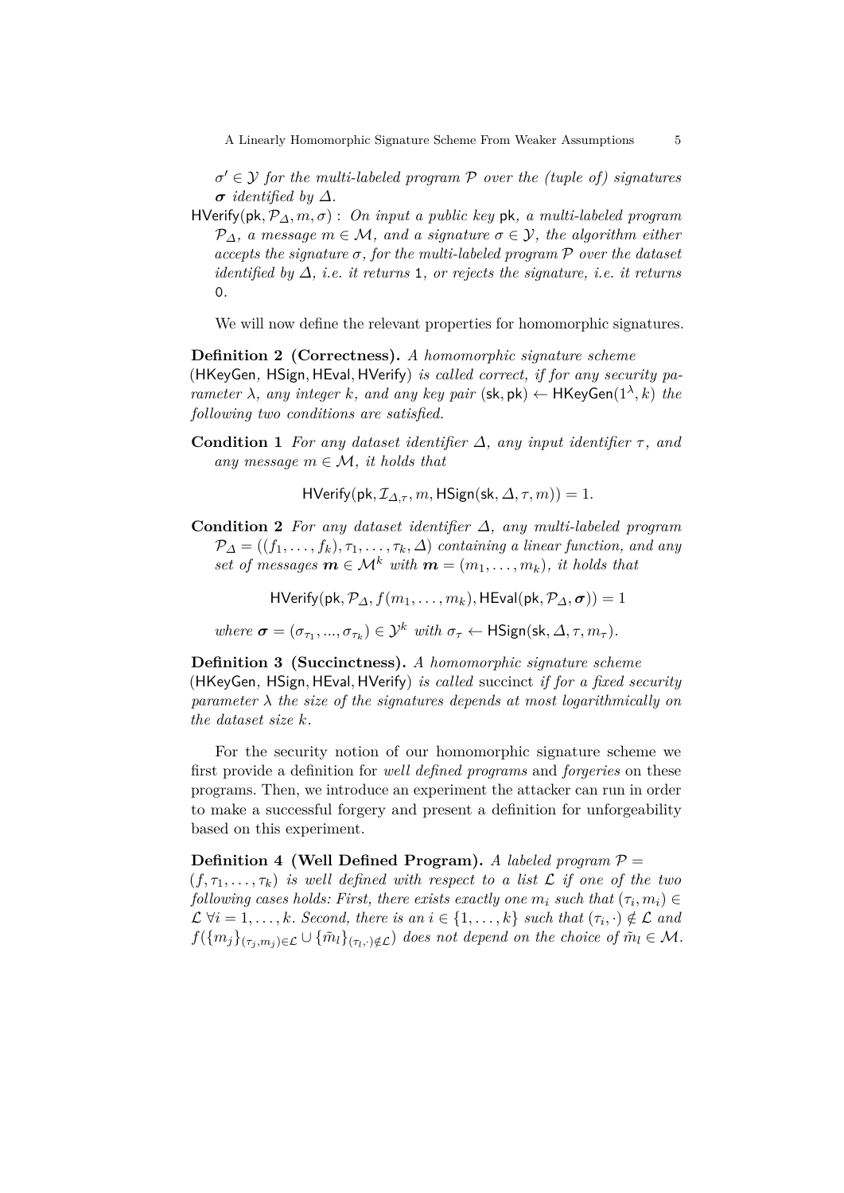$\sigma' \in \mathcal{Y}$ *for the multi-labeled program* $\mathcal{P}$ *over the (tuple of) signatures* $\boldsymbol{\sigma}$ *identified by* $\Delta$.

$\mathsf{HVerify}(\mathsf{pk}, \mathcal{P}_\Delta, m, \sigma)$ : *On input a public key* $\mathsf{pk}$*, a multi-labeled program* $\mathcal{P}_\Delta$*, a message* $m \in \mathcal{M}$*, and a signature* $\sigma \in \mathcal{Y}$*, the algorithm either accepts the signature* $\sigma$*, for the multi-labeled program* $\mathcal{P}$ *over the dataset identified by* $\Delta$*, i.e. it returns* $\mathsf{1}$*, or rejects the signature, i.e. it returns* $\mathsf{0}$.

We will now define the relevant properties for homomorphic signatures.

**Definition 2 (Correctness).** *A homomorphic signature scheme* $(\mathsf{HKeyGen}, \mathsf{HSign}, \mathsf{HEval}, \mathsf{HVerify})$ *is called correct, if for any security parameter* $\lambda$*, any integer* $k$*, and any key pair* $(\mathsf{sk}, \mathsf{pk}) \leftarrow \mathsf{HKeyGen}(1^\lambda, k)$ *the following two conditions are satisfied.*

**Condition 1** *For any dataset identifier* $\Delta$*, any input identifier* $\tau$*, and any message* $m \in \mathcal{M}$*, it holds that*

$$\mathsf{HVerify}(\mathsf{pk}, \mathcal{I}_{\Delta,\tau}, m, \mathsf{HSign}(\mathsf{sk}, \Delta, \tau, m)) = 1.$$

**Condition 2** *For any dataset identifier* $\Delta$*, any multi-labeled program* $\mathcal{P}_\Delta = ((f_1, \ldots, f_k), \tau_1, \ldots, \tau_k, \Delta)$ *containing a linear function, and any set of messages* $\boldsymbol{m} \in \mathcal{M}^k$ *with* $\boldsymbol{m} = (m_1, \ldots, m_k)$*, it holds that*

$$\mathsf{HVerify}(\mathsf{pk}, \mathcal{P}_\Delta, f(m_1, \ldots, m_k), \mathsf{HEval}(\mathsf{pk}, \mathcal{P}_\Delta, \boldsymbol{\sigma})) = 1$$

*where* $\boldsymbol{\sigma} = (\sigma_{\tau_1}, ..., \sigma_{\tau_k}) \in \mathcal{Y}^k$ *with* $\sigma_\tau \leftarrow \mathsf{HSign}(\mathsf{sk}, \Delta, \tau, m_\tau)$.

**Definition 3 (Succinctness).** *A homomorphic signature scheme* $(\mathsf{HKeyGen}, \mathsf{HSign}, \mathsf{HEval}, \mathsf{HVerify})$ *is called* succinct *if for a fixed security parameter* $\lambda$ *the size of the signatures depends at most logarithmically on the dataset size* $k$.

For the security notion of our homomorphic signature scheme we first provide a definition for *well defined programs* and *forgeries* on these programs. Then, we introduce an experiment the attacker can run in order to make a successful forgery and present a definition for unforgeability based on this experiment.

**Definition 4 (Well Defined Program).** *A labeled program* $\mathcal{P} = (f, \tau_1, \ldots, \tau_k)$ *is well defined with respect to a list* $\mathcal{L}$ *if one of the two following cases holds: First, there exists exactly one* $m_i$ *such that* $(\tau_i, m_i) \in \mathcal{L}$ $\forall i = 1, \ldots, k$*. Second, there is an* $i \in \{1, \ldots, k\}$ *such that* $(\tau_i, \cdot) \notin \mathcal{L}$ *and* $f(\{m_j\}_{(\tau_j, m_j) \in \mathcal{L}} \cup \{\tilde{m}_l\}_{(\tau_l, \cdot) \notin \mathcal{L}})$ *does not depend on the choice of* $\tilde{m}_l \in \mathcal{M}$.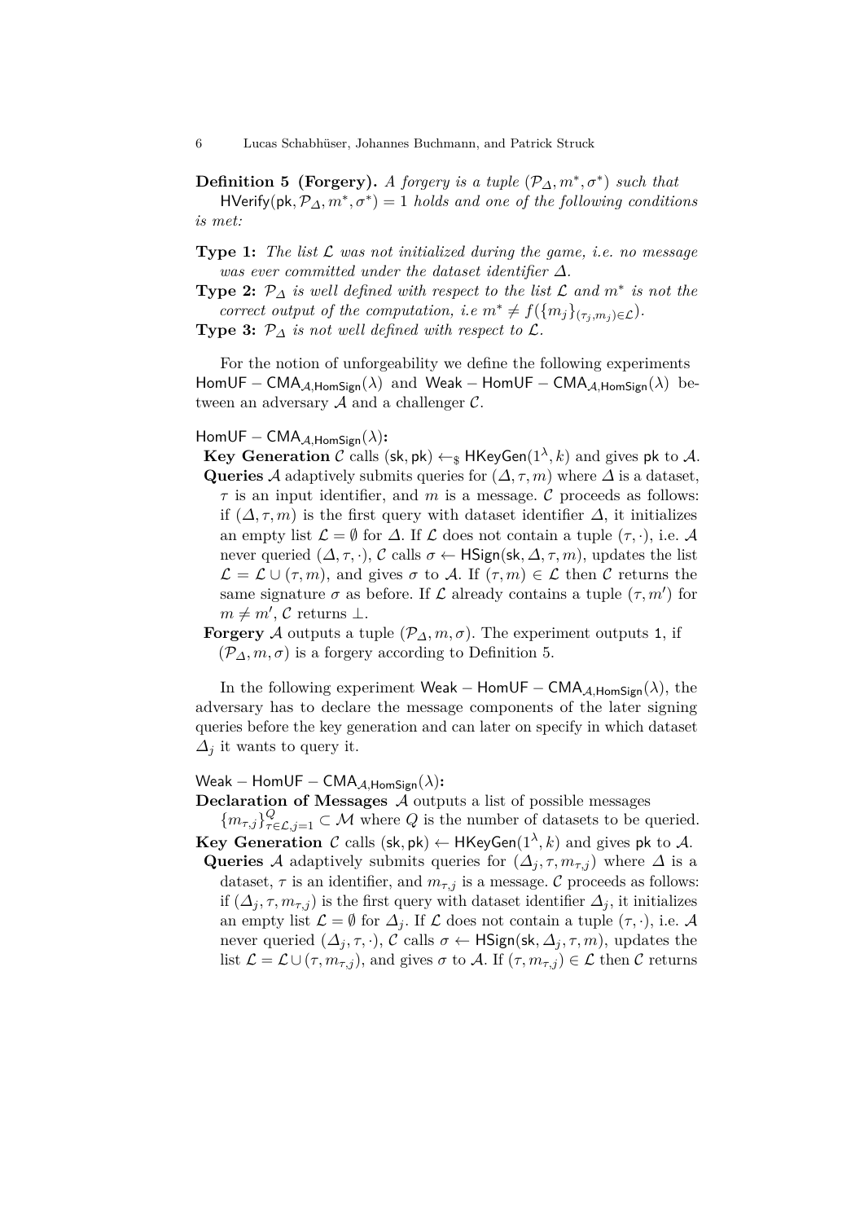**Definition 5 (Forgery).** *A forgery is a tuple $(\mathcal{P}_\Delta, m^*, \sigma^*)$ such that* $\mathsf{HVerify}(\mathsf{pk}, \mathcal{P}_\Delta, m^*, \sigma^*) = 1$ *holds and one of the following conditions is met:*

**Type 1:** *The list $\mathcal{L}$ was not initialized during the game, i.e. no message was ever committed under the dataset identifier $\Delta$.*

**Type 2:** *$\mathcal{P}_\Delta$ is well defined with respect to the list $\mathcal{L}$ and $m^*$ is not the correct output of the computation, i.e $m^* \neq f(\{m_j\}_{(\tau_j, m_j) \in \mathcal{L}})$.*

**Type 3:** *$\mathcal{P}_\Delta$ is not well defined with respect to $\mathcal{L}$.*

For the notion of unforgeability we define the following experiments $\mathsf{HomUF-CMA}_{\mathcal{A},\mathsf{HomSign}}(\lambda)$ and $\mathsf{Weak-HomUF-CMA}_{\mathcal{A},\mathsf{HomSign}}(\lambda)$ between an adversary $\mathcal{A}$ and a challenger $\mathcal{C}$.

$\mathsf{HomUF-CMA}_{\mathcal{A},\mathsf{HomSign}}(\lambda)$:

**Key Generation** $\mathcal{C}$ calls $(\mathsf{sk}, \mathsf{pk}) \leftarrow_\$ \mathsf{HKeyGen}(1^\lambda, k)$ and gives $\mathsf{pk}$ to $\mathcal{A}$.

**Queries** $\mathcal{A}$ adaptively submits queries for $(\Delta, \tau, m)$ where $\Delta$ is a dataset, $\tau$ is an input identifier, and $m$ is a message. $\mathcal{C}$ proceeds as follows: if $(\Delta, \tau, m)$ is the first query with dataset identifier $\Delta$, it initializes an empty list $\mathcal{L} = \emptyset$ for $\Delta$. If $\mathcal{L}$ does not contain a tuple $(\tau, \cdot)$, i.e. $\mathcal{A}$ never queried $(\Delta, \tau, \cdot)$, $\mathcal{C}$ calls $\sigma \leftarrow \mathsf{HSign}(\mathsf{sk}, \Delta, \tau, m)$, updates the list $\mathcal{L} = \mathcal{L} \cup (\tau, m)$, and gives $\sigma$ to $\mathcal{A}$. If $(\tau, m) \in \mathcal{L}$ then $\mathcal{C}$ returns the same signature $\sigma$ as before. If $\mathcal{L}$ already contains a tuple $(\tau, m')$ for $m \neq m'$, $\mathcal{C}$ returns $\perp$.

**Forgery** $\mathcal{A}$ outputs a tuple $(\mathcal{P}_\Delta, m, \sigma)$. The experiment outputs 1, if $(\mathcal{P}_\Delta, m, \sigma)$ is a forgery according to Definition 5.

In the following experiment $\mathsf{Weak-HomUF-CMA}_{\mathcal{A},\mathsf{HomSign}}(\lambda)$, the adversary has to declare the message components of the later signing queries before the key generation and can later on specify in which dataset $\Delta_j$ it wants to query it.

$\mathsf{Weak-HomUF-CMA}_{\mathcal{A},\mathsf{HomSign}}(\lambda)$:

**Declaration of Messages** $\mathcal{A}$ outputs a list of possible messages $\{m_{\tau,j}\}_{\tau \in \mathcal{L}, j=1}^{Q} \subset \mathcal{M}$ where $Q$ is the number of datasets to be queried.

**Key Generation** $\mathcal{C}$ calls $(\mathsf{sk}, \mathsf{pk}) \leftarrow \mathsf{HKeyGen}(1^\lambda, k)$ and gives $\mathsf{pk}$ to $\mathcal{A}$.

**Queries** $\mathcal{A}$ adaptively submits queries for $(\Delta_j, \tau, m_{\tau,j})$ where $\Delta$ is a dataset, $\tau$ is an identifier, and $m_{\tau,j}$ is a message. $\mathcal{C}$ proceeds as follows: if $(\Delta_j, \tau, m_{\tau,j})$ is the first query with dataset identifier $\Delta_j$, it initializes an empty list $\mathcal{L} = \emptyset$ for $\Delta_j$. If $\mathcal{L}$ does not contain a tuple $(\tau, \cdot)$, i.e. $\mathcal{A}$ never queried $(\Delta_j, \tau, \cdot)$, $\mathcal{C}$ calls $\sigma \leftarrow \mathsf{HSign}(\mathsf{sk}, \Delta_j, \tau, m)$, updates the list $\mathcal{L} = \mathcal{L} \cup (\tau, m_{\tau,j})$, and gives $\sigma$ to $\mathcal{A}$. If $(\tau, m_{\tau,j}) \in \mathcal{L}$ then $\mathcal{C}$ returns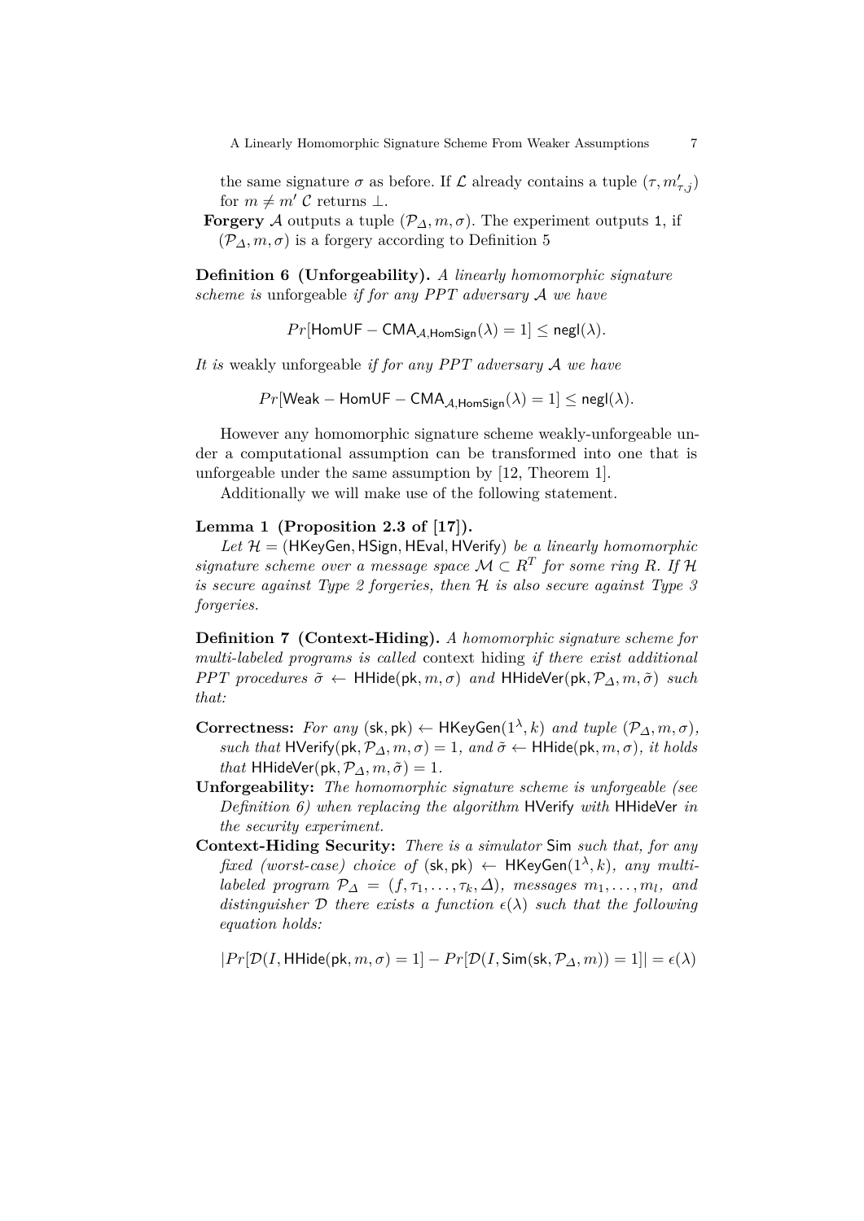the same signature $\sigma$ as before. If $\mathcal{L}$ already contains a tuple $(\tau, m'_{\tau,j})$ for $m \neq m'$ $\mathcal{C}$ returns $\perp$.

**Forgery** $\mathcal{A}$ outputs a tuple $(\mathcal{P}_\Delta, m, \sigma)$. The experiment outputs 1, if $(\mathcal{P}_\Delta, m, \sigma)$ is a forgery according to Definition 5

**Definition 6 (Unforgeability).** *A linearly homomorphic signature scheme is* unforgeable *if for any PPT adversary $\mathcal{A}$ we have*

$$Pr[\mathsf{HomUF-CMA}_{\mathcal{A},\mathsf{HomSign}}(\lambda) = 1] \leq \mathsf{negl}(\lambda).$$

*It is* weakly unforgeable *if for any PPT adversary $\mathcal{A}$ we have*

$$Pr[\mathsf{Weak-HomUF-CMA}_{\mathcal{A},\mathsf{HomSign}}(\lambda) = 1] \leq \mathsf{negl}(\lambda).$$

However any homomorphic signature scheme weakly-unforgeable under a computational assumption can be transformed into one that is unforgeable under the same assumption by [12, Theorem 1].

Additionally we will make use of the following statement.

**Lemma 1 (Proposition 2.3 of [17]).**
*Let $\mathcal{H} = (\mathsf{HKeyGen}, \mathsf{HSign}, \mathsf{HEval}, \mathsf{HVerify})$ be a linearly homomorphic signature scheme over a message space $\mathcal{M} \subset R^T$ for some ring $R$. If $\mathcal{H}$ is secure against Type 2 forgeries, then $\mathcal{H}$ is also secure against Type 3 forgeries.*

**Definition 7 (Context-Hiding).** *A homomorphic signature scheme for multi-labeled programs is called* context hiding *if there exist additional PPT procedures $\tilde{\sigma} \leftarrow \mathsf{HHide}(\mathsf{pk}, m, \sigma)$ and $\mathsf{HHideVer}(\mathsf{pk}, \mathcal{P}_\Delta, m, \tilde{\sigma})$ such that:*

- **Correctness:** *For any $(\mathsf{sk}, \mathsf{pk}) \leftarrow \mathsf{HKeyGen}(1^\lambda, k)$ and tuple $(\mathcal{P}_\Delta, m, \sigma)$, such that $\mathsf{HVerify}(\mathsf{pk}, \mathcal{P}_\Delta, m, \sigma) = 1$, and $\tilde{\sigma} \leftarrow \mathsf{HHide}(\mathsf{pk}, m, \sigma)$, it holds that $\mathsf{HHideVer}(\mathsf{pk}, \mathcal{P}_\Delta, m, \tilde{\sigma}) = 1$.*
- **Unforgeability:** *The homomorphic signature scheme is unforgeable (see Definition 6) when replacing the algorithm* $\mathsf{HVerify}$ *with* $\mathsf{HHideVer}$ *in the security experiment.*
- **Context-Hiding Security:** *There is a simulator* $\mathsf{Sim}$ *such that, for any fixed (worst-case) choice of $(\mathsf{sk}, \mathsf{pk}) \leftarrow \mathsf{HKeyGen}(1^\lambda, k)$, any multi-labeled program $\mathcal{P}_\Delta = (f, \tau_1, \dots, \tau_k, \Delta)$, messages $m_1, \dots, m_l$, and distinguisher $\mathcal{D}$ there exists a function $\epsilon(\lambda)$ such that the following equation holds:*

$$|Pr[\mathcal{D}(I, \mathsf{HHide}(\mathsf{pk}, m, \sigma) = 1] - Pr[\mathcal{D}(I, \mathsf{Sim}(\mathsf{sk}, \mathcal{P}_\Delta, m)) = 1]| = \epsilon(\lambda)$$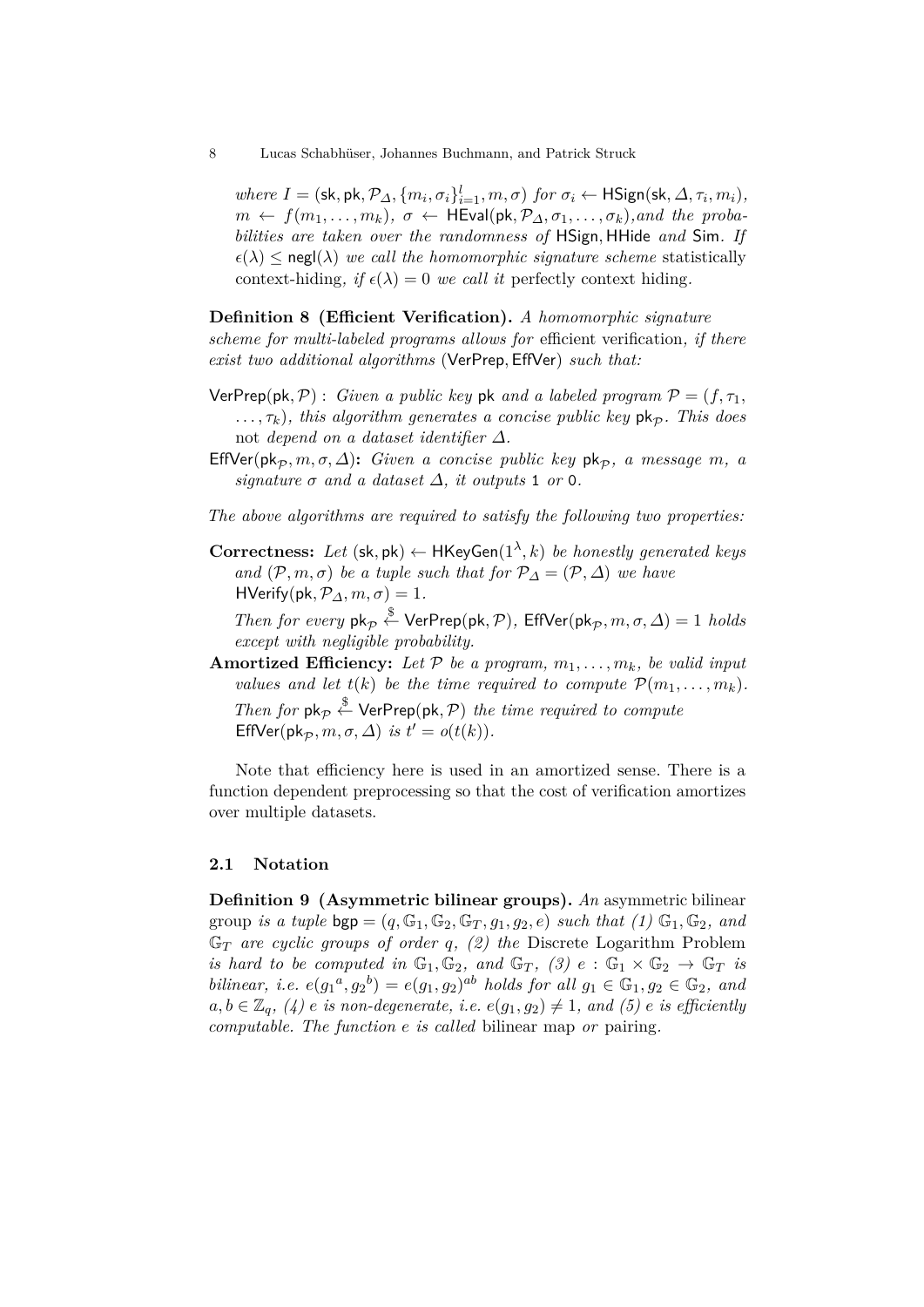*where* $I = (\mathsf{sk}, \mathsf{pk}, \mathcal{P}_\Delta, \{m_i, \sigma_i\}_{i=1}^l, m, \sigma)$ *for* $\sigma_i \leftarrow \mathsf{HSign}(\mathsf{sk}, \Delta, \tau_i, m_i)$*,* $m \leftarrow f(m_1, \ldots, m_k)$*,* $\sigma \leftarrow \mathsf{HEval}(\mathsf{pk}, \mathcal{P}_\Delta, \sigma_1, \ldots, \sigma_k)$*,and the probabilities are taken over the randomness of* $\mathsf{HSign}, \mathsf{HHide}$ *and* $\mathsf{Sim}$*. If* $\epsilon(\lambda) \leq \mathsf{negl}(\lambda)$ *we call the homomorphic signature scheme* statistically context-hiding*, if* $\epsilon(\lambda) = 0$ *we call it* perfectly context hiding*.*

**Definition 8 (Efficient Verification).** *A homomorphic signature scheme for multi-labeled programs allows for* efficient verification*, if there exist two additional algorithms* $(\mathsf{VerPrep}, \mathsf{EffVer})$ *such that:*

$\mathsf{VerPrep}(\mathsf{pk}, \mathcal{P})$ : *Given a public key* $\mathsf{pk}$ *and a labeled program* $\mathcal{P} = (f, \tau_1, \ldots, \tau_k)$*, this algorithm generates a concise public key* $\mathsf{pk}_\mathcal{P}$*. This does* not *depend on a dataset identifier* $\Delta$*.*

$\mathsf{EffVer}(\mathsf{pk}_\mathcal{P}, m, \sigma, \Delta)$**:** *Given a concise public key* $\mathsf{pk}_\mathcal{P}$*, a message* $m$*, a signature* $\sigma$ *and a dataset* $\Delta$*, it outputs* $\mathtt{1}$ *or* $\mathtt{0}$*.*

*The above algorithms are required to satisfy the following two properties:*

**Correctness:** *Let* $(\mathsf{sk}, \mathsf{pk}) \leftarrow \mathsf{HKeyGen}(1^\lambda, k)$ *be honestly generated keys and* $(\mathcal{P}, m, \sigma)$ *be a tuple such that for* $\mathcal{P}_\Delta = (\mathcal{P}, \Delta)$ *we have* $\mathsf{HVerify}(\mathsf{pk}, \mathcal{P}_\Delta, m, \sigma) = 1$*.*
*Then for every* $\mathsf{pk}_\mathcal{P} \xleftarrow{\$} \mathsf{VerPrep}(\mathsf{pk}, \mathcal{P})$*,* $\mathsf{EffVer}(\mathsf{pk}_\mathcal{P}, m, \sigma, \Delta) = 1$ *holds except with negligible probability.*

**Amortized Efficiency:** *Let* $\mathcal{P}$ *be a program,* $m_1, \ldots, m_k$*, be valid input values and let* $t(k)$ *be the time required to compute* $\mathcal{P}(m_1, \ldots, m_k)$*. Then for* $\mathsf{pk}_\mathcal{P} \xleftarrow{\$} \mathsf{VerPrep}(\mathsf{pk}, \mathcal{P})$ *the time required to compute* $\mathsf{EffVer}(\mathsf{pk}_\mathcal{P}, m, \sigma, \Delta)$ *is* $t' = o(t(k))$*.*

Note that efficiency here is used in an amortized sense. There is a function dependent preprocessing so that the cost of verification amortizes over multiple datasets.

### 2.1 Notation

**Definition 9 (Asymmetric bilinear groups).** *An* asymmetric bilinear group *is a tuple* $\mathsf{bgp} = (q, \mathbb{G}_1, \mathbb{G}_2, \mathbb{G}_T, g_1, g_2, e)$ *such that (1)* $\mathbb{G}_1, \mathbb{G}_2$*, and* $\mathbb{G}_T$ *are cyclic groups of order* $q$*, (2) the* Discrete Logarithm Problem *is hard to be computed in* $\mathbb{G}_1, \mathbb{G}_2$*, and* $\mathbb{G}_T$*, (3)* $e : \mathbb{G}_1 \times \mathbb{G}_2 \rightarrow \mathbb{G}_T$ *is bilinear, i.e.* $e({g_1}^a, {g_2}^b) = e(g_1, g_2)^{ab}$ *holds for all* $g_1 \in \mathbb{G}_1, g_2 \in \mathbb{G}_2$*, and* $a, b \in \mathbb{Z}_q$*, (4)* $e$ *is non-degenerate, i.e.* $e(g_1, g_2) \neq 1$*, and (5)* $e$ *is efficiently computable. The function* $e$ *is called* bilinear map *or* pairing*.*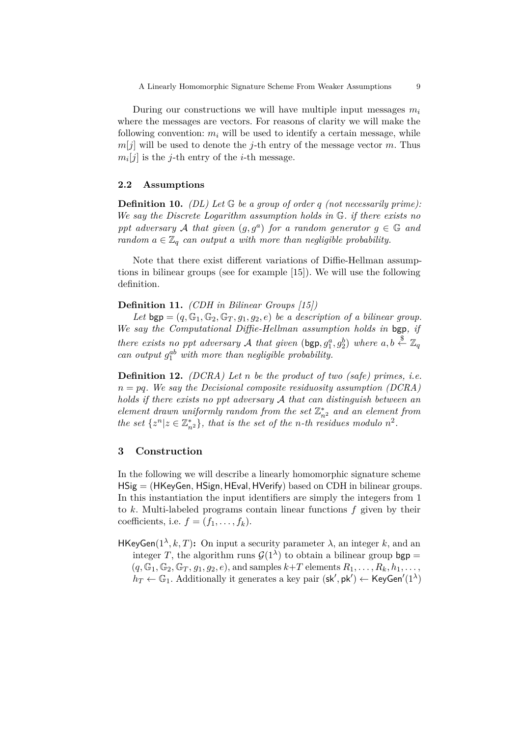During our constructions we will have multiple input messages $m_i$ where the messages are vectors. For reasons of clarity we will make the following convention: $m_i$ will be used to identify a certain message, while $m[j]$ will be used to denote the $j$-th entry of the message vector $m$. Thus $m_i[j]$ is the $j$-th entry of the $i$-th message.

### 2.2 Assumptions

**Definition 10.** *(DL) Let $\mathbb{G}$ be a group of order $q$ (not necessarily prime): We say the Discrete Logarithm assumption holds in $\mathbb{G}$. if there exists no ppt adversary $\mathcal{A}$ that given $(g, g^a)$ for a random generator $g \in \mathbb{G}$ and random $a \in \mathbb{Z}_q$ can output $a$ with more than negligible probability.*

Note that there exist different variations of Diffie-Hellman assumptions in bilinear groups (see for example [15]). We will use the following definition.

**Definition 11.** *(CDH in Bilinear Groups [15])*

*Let $\mathsf{bgp} = (q, \mathbb{G}_1, \mathbb{G}_2, \mathbb{G}_T, g_1, g_2, e)$ be a description of a bilinear group. We say the Computational Diffie-Hellman assumption holds in $\mathsf{bgp}$, if there exists no ppt adversary $\mathcal{A}$ that given $(\mathsf{bgp}, g_1^a, g_2^b)$ where $a, b \xleftarrow{\$} \mathbb{Z}_q$ can output $g_1^{ab}$ with more than negligible probability.*

**Definition 12.** *(DCRA) Let $n$ be the product of two (safe) primes, i.e. $n = pq$. We say the Decisional composite residuosity assumption (DCRA) holds if there exists no ppt adversary $\mathcal{A}$ that can distinguish between an element drawn uniformly random from the set $\mathbb{Z}_{n^2}^*$ and an element from the set $\{z^n | z \in \mathbb{Z}_{n^2}^*\}$, that is the set of the $n$-th residues modulo $n^2$.*

## 3 Construction

In the following we will describe a linearly homomorphic signature scheme $\mathsf{HSig} = (\mathsf{HKeyGen}, \mathsf{HSign}, \mathsf{HEval}, \mathsf{HVerify})$ based on CDH in bilinear groups. In this instantiation the input identifiers are simply the integers from 1 to $k$. Multi-labeled programs contain linear functions $f$ given by their coefficients, i.e. $f = (f_1, \ldots, f_k)$.

- $\mathsf{HKeyGen}(1^\lambda, k, T)$**:** On input a security parameter $\lambda$, an integer $k$, and an integer $T$, the algorithm runs $\mathcal{G}(1^\lambda)$ to obtain a bilinear group $\mathsf{bgp} = (q, \mathbb{G}_1, \mathbb{G}_2, \mathbb{G}_T, g_1, g_2, e)$, and samples $k+T$ elements $R_1, \ldots, R_k, h_1, \ldots, h_T \leftarrow \mathbb{G}_1$. Additionally it generates a key pair $(\mathsf{sk}', \mathsf{pk}') \leftarrow \mathsf{KeyGen}'(1^\lambda)$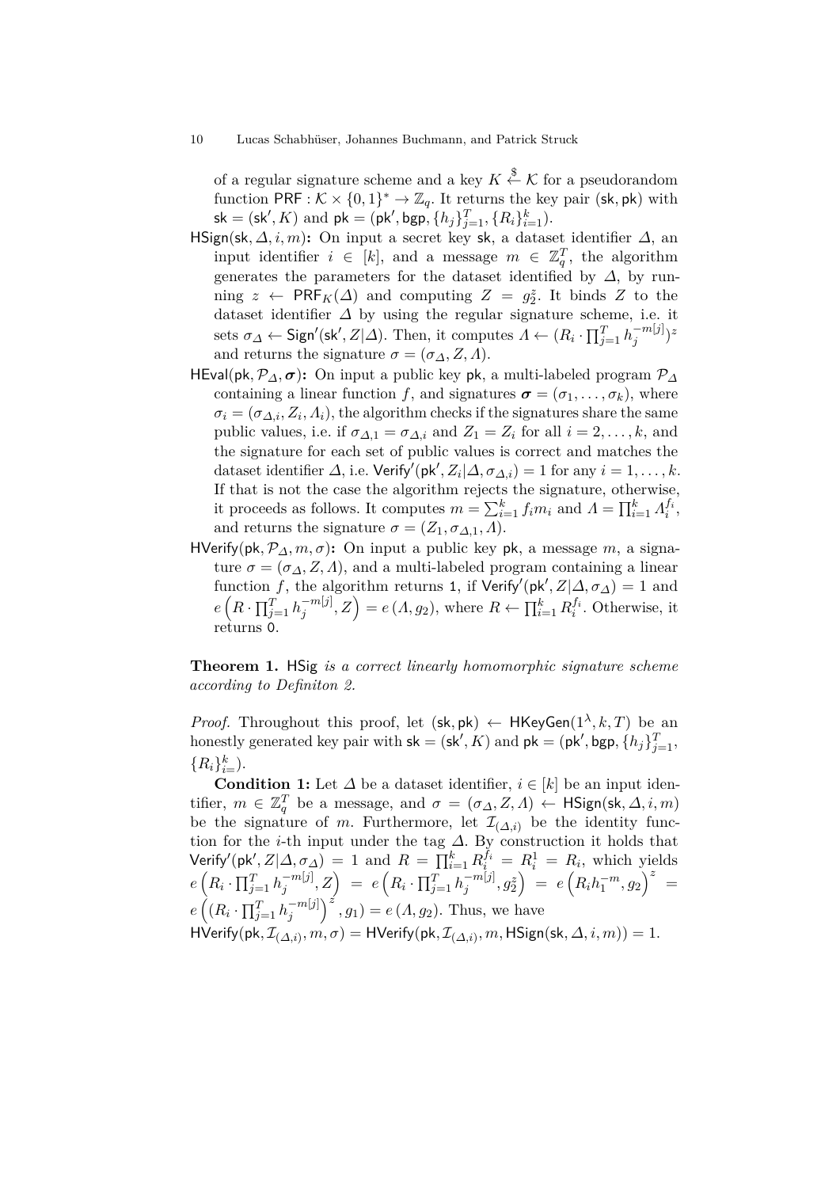of a regular signature scheme and a key $K \xleftarrow{\$} \mathcal{K}$ for a pseudorandom function $\mathsf{PRF} : \mathcal{K} \times \{0,1\}^* \to \mathbb{Z}_q$. It returns the key pair $(\mathsf{sk}, \mathsf{pk})$ with $\mathsf{sk} = (\mathsf{sk}', K)$ and $\mathsf{pk} = (\mathsf{pk}', \mathsf{bgp}, \{h_j\}_{j=1}^T, \{R_i\}_{i=1}^k)$.

- $\mathsf{HSign}(\mathsf{sk}, \Delta, i, m)$**:** On input a secret key $\mathsf{sk}$, a dataset identifier $\Delta$, an input identifier $i \in [k]$, and a message $m \in \mathbb{Z}_q^T$, the algorithm generates the parameters for the dataset identified by $\Delta$, by running $z \leftarrow \mathsf{PRF}_K(\Delta)$ and computing $Z = g_2^z$. It binds $Z$ to the dataset identifier $\Delta$ by using the regular signature scheme, i.e. it sets $\sigma_\Delta \leftarrow \mathsf{Sign}'(\mathsf{sk}', Z|\Delta)$. Then, it computes $\Lambda \leftarrow (R_i \cdot \prod_{j=1}^T h_j^{-m[j]})^z$ and returns the signature $\sigma = (\sigma_\Delta, Z, \Lambda)$.
- $\mathsf{HEval}(\mathsf{pk}, \mathcal{P}_\Delta, \boldsymbol{\sigma})$**:** On input a public key $\mathsf{pk}$, a multi-labeled program $\mathcal{P}_\Delta$ containing a linear function $f$, and signatures $\boldsymbol{\sigma} = (\sigma_1, \ldots, \sigma_k)$, where $\sigma_i = (\sigma_{\Delta,i}, Z_i, \Lambda_i)$, the algorithm checks if the signatures share the same public values, i.e. if $\sigma_{\Delta,1} = \sigma_{\Delta,i}$ and $Z_1 = Z_i$ for all $i = 2, \ldots, k$, and the signature for each set of public values is correct and matches the dataset identifier $\Delta$, i.e. $\mathsf{Verify}'(\mathsf{pk}', Z_i|\Delta, \sigma_{\Delta,i}) = 1$ for any $i = 1, \ldots, k$. If that is not the case the algorithm rejects the signature, otherwise, it proceeds as follows. It computes $m = \sum_{i=1}^k f_i m_i$ and $\Lambda = \prod_{i=1}^k \Lambda_i^{f_i}$, and returns the signature $\sigma = (Z_1, \sigma_{\Delta,1}, \Lambda)$.
- $\mathsf{HVerify}(\mathsf{pk}, \mathcal{P}_\Delta, m, \sigma)$**:** On input a public key $\mathsf{pk}$, a message $m$, a signature $\sigma = (\sigma_\Delta, Z, \Lambda)$, and a multi-labeled program containing a linear function $f$, the algorithm returns 1, if $\mathsf{Verify}'(\mathsf{pk}', Z|\Delta, \sigma_\Delta) = 1$ and $e\left(R \cdot \prod_{j=1}^T h_j^{-m[j]}, Z\right) = e(\Lambda, g_2)$, where $R \leftarrow \prod_{i=1}^k R_i^{f_i}$. Otherwise, it returns 0.

**Theorem 1.** $\mathsf{HSig}$ *is a correct linearly homomorphic signature scheme according to Definiton 2.*

*Proof.* Throughout this proof, let $(\mathsf{sk}, \mathsf{pk}) \leftarrow \mathsf{HKeyGen}(1^\lambda, k, T)$ be an honestly generated key pair with $\mathsf{sk} = (\mathsf{sk}', K)$ and $\mathsf{pk} = (\mathsf{pk}', \mathsf{bgp}, \{h_j\}_{j=1}^T, \{R_i\}_{i=}^k)$.

**Condition 1:** Let $\Delta$ be a dataset identifier, $i \in [k]$ be an input identifier, $m \in \mathbb{Z}_q^T$ be a message, and $\sigma = (\sigma_\Delta, Z, \Lambda) \leftarrow \mathsf{HSign}(\mathsf{sk}, \Delta, i, m)$ be the signature of $m$. Furthermore, let $\mathcal{I}_{(\Delta,i)}$ be the identity function for the $i$-th input under the tag $\Delta$. By construction it holds that $\mathsf{Verify}'(\mathsf{pk}', Z|\Delta, \sigma_\Delta) = 1$ and $R = \prod_{i=1}^k R_i^{f_i} = R_i^1 = R_i$, which yields $e\left(R_i \cdot \prod_{j=1}^T h_j^{-m[j]}, Z\right) = e\left(R_i \cdot \prod_{j=1}^T h_j^{-m[j]}, g_2^z\right) = e\left(R_i h_1^{-m}, g_2\right)^z = e\left(\left(R_i \cdot \prod_{j=1}^T h_j^{-m[j]}\right)^z, g_1\right) = e(\Lambda, g_2)$. Thus, we have $\mathsf{HVerify}(\mathsf{pk}, \mathcal{I}_{(\Delta,i)}, m, \sigma) = \mathsf{HVerify}(\mathsf{pk}, \mathcal{I}_{(\Delta,i)}, m, \mathsf{HSign}(\mathsf{sk}, \Delta, i, m)) = 1$.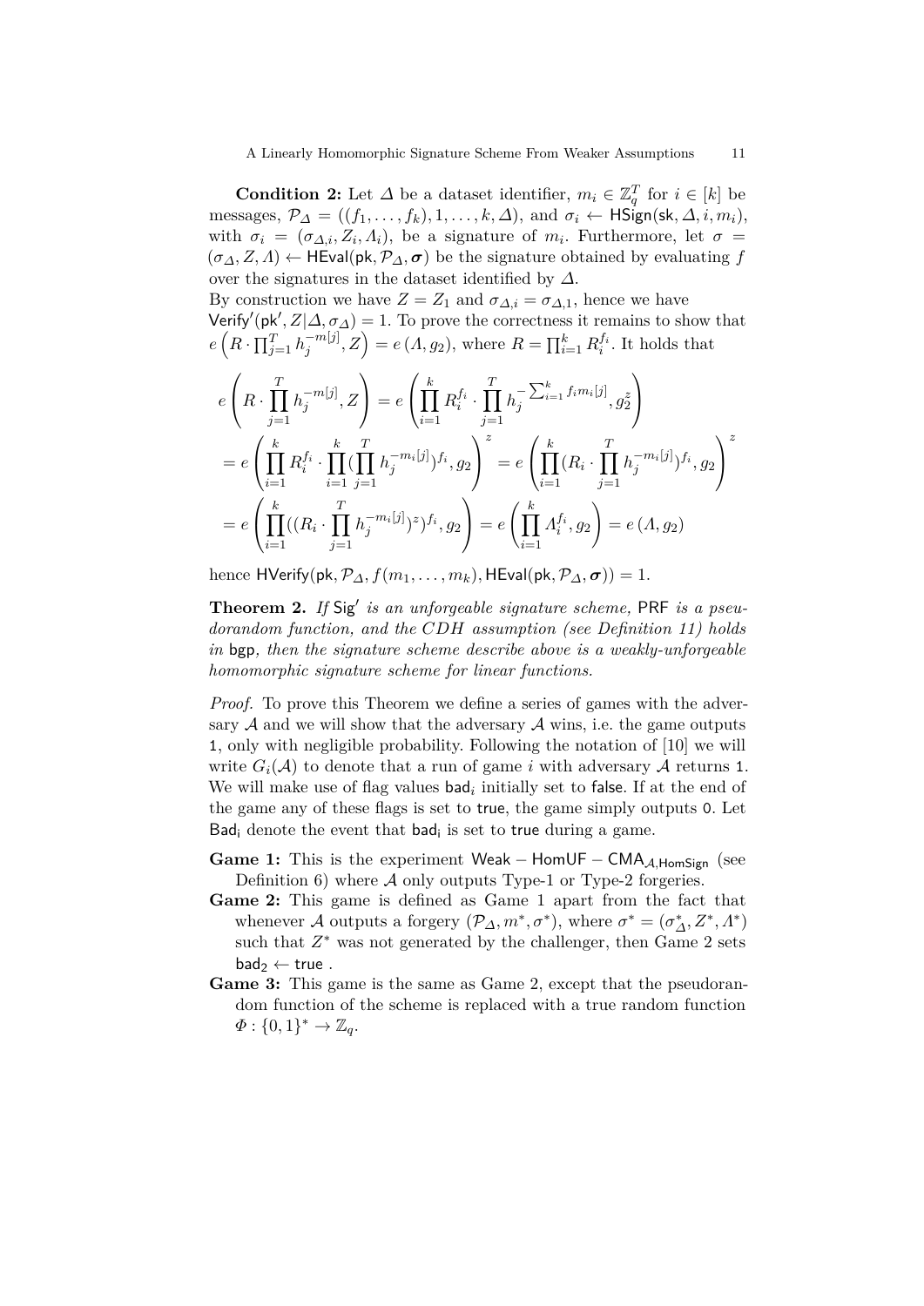**Condition 2:** Let $\Delta$ be a dataset identifier, $m_i \in \mathbb{Z}_q^T$ for $i \in [k]$ be messages, $\mathcal{P}_\Delta = ((f_1, \ldots, f_k), 1, \ldots, k, \Delta)$, and $\sigma_i \leftarrow \mathsf{HSign}(\mathsf{sk}, \Delta, i, m_i)$, with $\sigma_i = (\sigma_{\Delta,i}, Z_i, \Lambda_i)$, be a signature of $m_i$. Furthermore, let $\sigma = (\sigma_\Delta, Z, \Lambda) \leftarrow \mathsf{HEval}(\mathsf{pk}, \mathcal{P}_\Delta, \boldsymbol{\sigma})$ be the signature obtained by evaluating $f$ over the signatures in the dataset identified by $\Delta$.

By construction we have $Z = Z_1$ and $\sigma_{\Delta,i} = \sigma_{\Delta,1}$, hence we have $\mathsf{Verify}'(\mathsf{pk}', Z|\Delta, \sigma_\Delta) = 1$. To prove the correctness it remains to show that $e\left(R \cdot \prod_{j=1}^T h_j^{-m[j]}, Z\right) = e(\Lambda, g_2)$, where $R = \prod_{i=1}^k R_i^{f_i}$. It holds that

$$
\begin{aligned}
& e\left(R \cdot \prod_{j=1}^{T} h_j^{-m[j]}, Z\right) = e\left(\prod_{i=1}^{k} R_i^{f_i} \cdot \prod_{j=1}^{T} h_j^{-\sum_{i=1}^{k} f_i m_i[j]}, g_2^z\right) \\
&= e\left(\prod_{i=1}^{k} R_i^{f_i} \cdot \prod_{i=1}^{k} (\prod_{j=1}^{T} h_j^{-m_i[j]})^{f_i}, g_2\right)^z = e\left(\prod_{i=1}^{k} (R_i \cdot \prod_{j=1}^{T} h_j^{-m_i[j]})^{f_i}, g_2\right)^z \\
&= e\left(\prod_{i=1}^{k} ((R_i \cdot \prod_{j=1}^{T} h_j^{-m_i[j]})^z)^{f_i}, g_2\right) = e\left(\prod_{i=1}^{k} \Lambda_i^{f_i}, g_2\right) = e(\Lambda, g_2)
\end{aligned}
$$

hence $\mathsf{HVerify}(\mathsf{pk}, \mathcal{P}_\Delta, f(m_1, \ldots, m_k), \mathsf{HEval}(\mathsf{pk}, \mathcal{P}_\Delta, \boldsymbol{\sigma})) = 1$.

**Theorem 2.** *If $\mathsf{Sig}'$ is an unforgeable signature scheme, $\mathsf{PRF}$ is a pseudorandom function, and the CDH assumption (see Definition 11) holds in $\mathsf{bgp}$, then the signature scheme describe above is a weakly-unforgeable homomorphic signature scheme for linear functions.*

*Proof.* To prove this Theorem we define a series of games with the adversary $\mathcal{A}$ and we will show that the adversary $\mathcal{A}$ wins, i.e. the game outputs 1, only with negligible probability. Following the notation of [10] we will write $G_i(\mathcal{A})$ to denote that a run of game $i$ with adversary $\mathcal{A}$ returns 1. We will make use of flag values $\mathsf{bad}_i$ initially set to false. If at the end of the game any of these flags is set to true, the game simply outputs 0. Let $\mathsf{Bad_i}$ denote the event that $\mathsf{bad_i}$ is set to true during a game.

- **Game 1:** This is the experiment $\mathsf{Weak-HomUF-CMA}_{\mathcal{A},\mathsf{HomSign}}$ (see Definition 6) where $\mathcal{A}$ only outputs Type-1 or Type-2 forgeries.
- **Game 2:** This game is defined as Game 1 apart from the fact that whenever $\mathcal{A}$ outputs a forgery $(\mathcal{P}_\Delta, m^*, \sigma^*)$, where $\sigma^* = (\sigma_\Delta^*, Z^*, \Lambda^*)$ such that $Z^*$ was not generated by the challenger, then Game 2 sets $\mathsf{bad}_2 \leftarrow \mathsf{true}$ .
- **Game 3:** This game is the same as Game 2, except that the pseudorandom function of the scheme is replaced with a true random function $\Phi : \{0,1\}^* \rightarrow \mathbb{Z}_q$.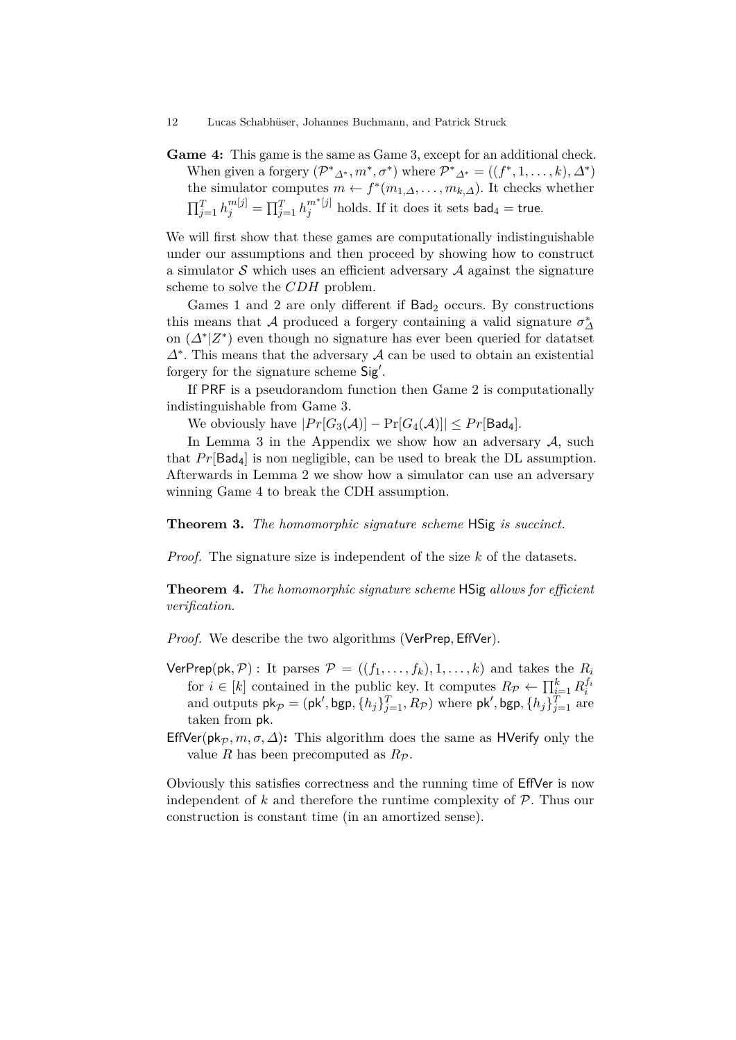**Game 4:** This game is the same as Game 3, except for an additional check. When given a forgery $({\mathcal{P}^*}_{\Delta^*}, m^*, \sigma^*)$ where ${\mathcal{P}^*}_{\Delta^*} = ((f^*, 1, \ldots, k), \Delta^*)$ the simulator computes $m \leftarrow f^*(m_{1,\Delta}, \ldots, m_{k,\Delta})$. It checks whether $\prod_{j=1}^{T} h_j^{m[j]} = \prod_{j=1}^{T} h_j^{m^*[j]}$ holds. If it does it sets $\mathsf{bad}_4 = \mathsf{true}$.

We will first show that these games are computationally indistinguishable under our assumptions and then proceed by showing how to construct a simulator $\mathcal{S}$ which uses an efficient adversary $\mathcal{A}$ against the signature scheme to solve the $CDH$ problem.

Games 1 and 2 are only different if $\mathsf{Bad}_2$ occurs. By constructions this means that $\mathcal{A}$ produced a forgery containing a valid signature $\sigma^*_\Delta$ on $(\Delta^*|Z^*)$ even though no signature has ever been queried for datatset $\Delta^*$. This means that the adversary $\mathcal{A}$ can be used to obtain an existential forgery for the signature scheme $\mathsf{Sig}'$.

If $\mathsf{PRF}$ is a pseudorandom function then Game 2 is computationally indistinguishable from Game 3.

We obviously have $|Pr[G_3(\mathcal{A})] - \Pr[G_4(\mathcal{A})]| \leq Pr[\mathsf{Bad_4}]$.

In Lemma 3 in the Appendix we show how an adversary $\mathcal{A}$, such that $Pr[\mathsf{Bad_4}]$ is non negligible, can be used to break the DL assumption. Afterwards in Lemma 2 we show how a simulator can use an adversary winning Game 4 to break the CDH assumption.

**Theorem 3.** *The homomorphic signature scheme* $\mathsf{HSig}$ *is succinct.*

*Proof.* The signature size is independent of the size $k$ of the datasets.

**Theorem 4.** *The homomorphic signature scheme* $\mathsf{HSig}$ *allows for efficient verification.*

*Proof.* We describe the two algorithms ($\mathsf{VerPrep}, \mathsf{EffVer}$).

$\mathsf{VerPrep}(\mathsf{pk}, \mathcal{P})$ : It parses $\mathcal{P} = ((f_1, \ldots, f_k), 1, \ldots, k)$ and takes the $R_i$ for $i \in [k]$ contained in the public key. It computes $R_\mathcal{P} \leftarrow \prod_{i=1}^{k} R_i^{f_i}$ and outputs $\mathsf{pk}_\mathcal{P} = (\mathsf{pk}', \mathsf{bgp}, \{h_j\}_{j=1}^{T}, R_\mathcal{P})$ where $\mathsf{pk}', \mathsf{bgp}, \{h_j\}_{j=1}^{T}$ are taken from $\mathsf{pk}$.

$\mathsf{EffVer}(\mathsf{pk}_\mathcal{P}, m, \sigma, \Delta)$**:** This algorithm does the same as $\mathsf{HVerify}$ only the value $R$ has been precomputed as $R_\mathcal{P}$.

Obviously this satisfies correctness and the running time of $\mathsf{EffVer}$ is now independent of $k$ and therefore the runtime complexity of $\mathcal{P}$. Thus our construction is constant time (in an amortized sense).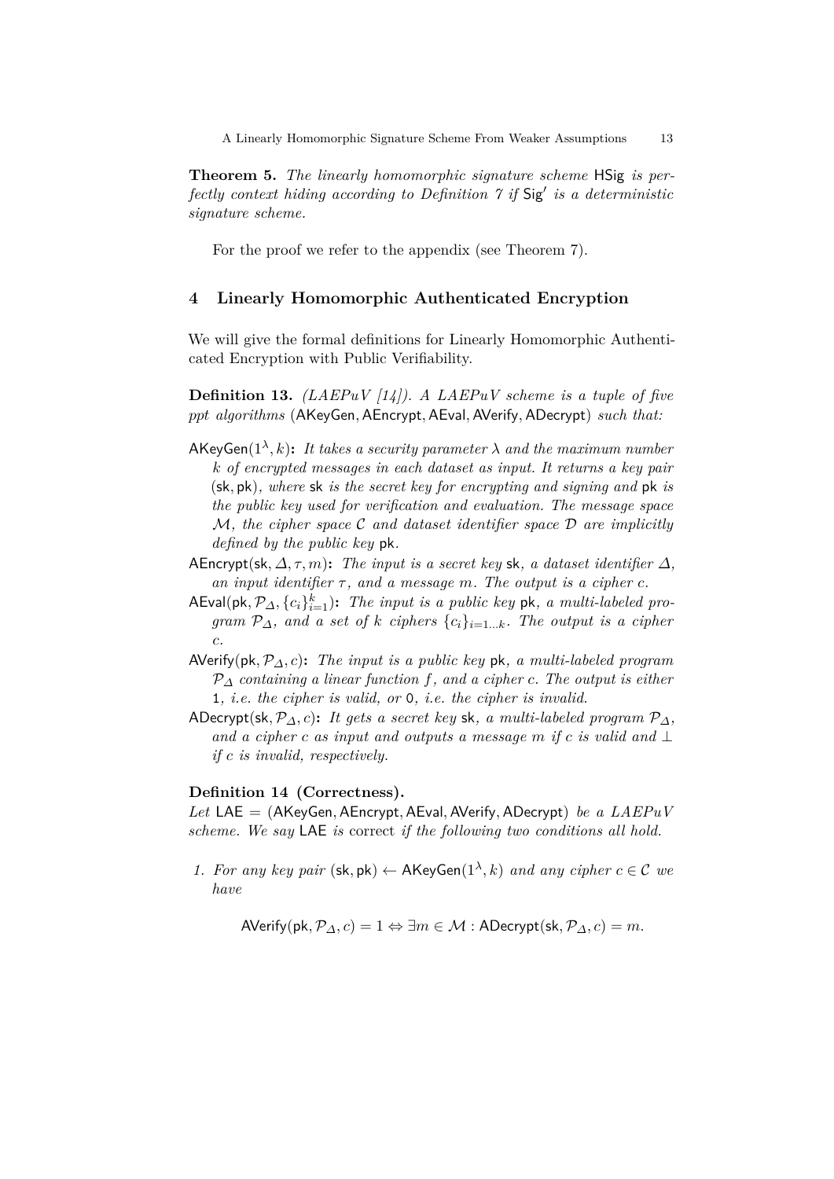**Theorem 5.** *The linearly homomorphic signature scheme* $\mathsf{HSig}$ *is perfectly context hiding according to Definition 7 if* $\mathsf{Sig}'$ *is a deterministic signature scheme.*

For the proof we refer to the appendix (see Theorem 7).

## 4 Linearly Homomorphic Authenticated Encryption

We will give the formal definitions for Linearly Homomorphic Authenticated Encryption with Public Verifiability.

**Definition 13.** *(LAEPuV [14]). A LAEPuV scheme is a tuple of five ppt algorithms* $(\mathsf{AKeyGen}, \mathsf{AEncrypt}, \mathsf{AEval}, \mathsf{AVerify}, \mathsf{ADecrypt})$ *such that:*

- $\mathsf{AKeyGen}(1^\lambda, k)$**:** *It takes a security parameter* $\lambda$ *and the maximum number* $k$ *of encrypted messages in each dataset as input. It returns a key pair* $(\mathsf{sk}, \mathsf{pk})$*, where* $\mathsf{sk}$ *is the secret key for encrypting and signing and* $\mathsf{pk}$ *is the public key used for verification and evaluation. The message space* $\mathcal{M}$*, the cipher space* $\mathcal{C}$ *and dataset identifier space* $\mathcal{D}$ *are implicitly defined by the public key* $\mathsf{pk}$*.*
- $\mathsf{AEncrypt}(\mathsf{sk}, \Delta, \tau, m)$**:** *The input is a secret key* $\mathsf{sk}$*, a dataset identifier* $\Delta$*, an input identifier* $\tau$*, and a message* $m$*. The output is a cipher* $c$*.*
- $\mathsf{AEval}(\mathsf{pk}, \mathcal{P}_\Delta, \{c_i\}_{i=1}^k)$**:** *The input is a public key* $\mathsf{pk}$*, a multi-labeled program* $\mathcal{P}_\Delta$*, and a set of* $k$ *ciphers* $\{c_i\}_{i=1\ldots k}$*. The output is a cipher* $c$*.*
- $\mathsf{AVerify}(\mathsf{pk}, \mathcal{P}_\Delta, c)$**:** *The input is a public key* $\mathsf{pk}$*, a multi-labeled program* $\mathcal{P}_\Delta$ *containing a linear function* $f$*, and a cipher* $c$*. The output is either* $1$*, i.e. the cipher is valid, or* $0$*, i.e. the cipher is invalid.*
- $\mathsf{ADecrypt}(\mathsf{sk}, \mathcal{P}_\Delta, c)$**:** *It gets a secret key* $\mathsf{sk}$*, a multi-labeled program* $\mathcal{P}_\Delta$*, and a cipher* $c$ *as input and outputs a message* $m$ *if* $c$ *is valid and* $\perp$ *if* $c$ *is invalid, respectively.*

**Definition 14 (Correctness).**
*Let* $\mathsf{LAE} = (\mathsf{AKeyGen}, \mathsf{AEncrypt}, \mathsf{AEval}, \mathsf{AVerify}, \mathsf{ADecrypt})$ *be a LAEPuV scheme. We say* $\mathsf{LAE}$ *is* correct *if the following two conditions all hold.*

1. *For any key pair* $(\mathsf{sk}, \mathsf{pk}) \leftarrow \mathsf{AKeyGen}(1^\lambda, k)$ *and any cipher* $c \in \mathcal{C}$ *we have*

$$\mathsf{AVerify}(\mathsf{pk}, \mathcal{P}_\Delta, c) = 1 \Leftrightarrow \exists m \in \mathcal{M} : \mathsf{ADecrypt}(\mathsf{sk}, \mathcal{P}_\Delta, c) = m.$$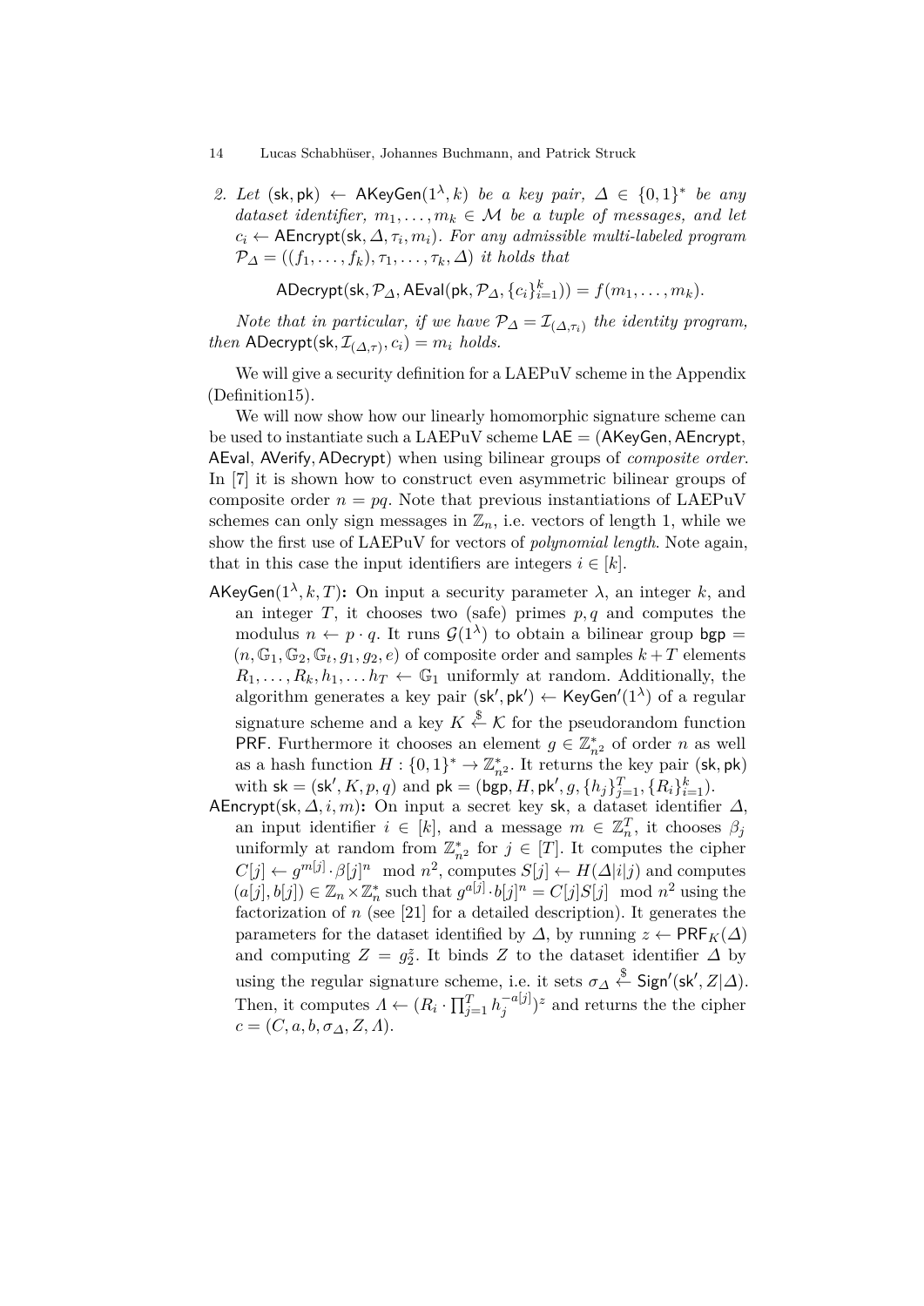2. *Let* $(\mathsf{sk}, \mathsf{pk}) \leftarrow \mathsf{AKeyGen}(1^\lambda, k)$ *be a key pair,* $\Delta \in \{0,1\}^*$ *be any dataset identifier,* $m_1, \ldots, m_k \in \mathcal{M}$ *be a tuple of messages, and let* $c_i \leftarrow \mathsf{AEncrypt}(\mathsf{sk}, \Delta, \tau_i, m_i)$*. For any admissible multi-labeled program* $\mathcal{P}_\Delta = ((f_1, \ldots, f_k), \tau_1, \ldots, \tau_k, \Delta)$ *it holds that*

$$\mathsf{ADecrypt}(\mathsf{sk}, \mathcal{P}_\Delta, \mathsf{AEval}(\mathsf{pk}, \mathcal{P}_\Delta, \{c_i\}_{i=1}^k)) = f(m_1, \ldots, m_k).$$

*Note that in particular, if we have* $\mathcal{P}_\Delta = \mathcal{I}_{(\Delta,\tau_i)}$ *the identity program, then* $\mathsf{ADecrypt}(\mathsf{sk}, \mathcal{I}_{(\Delta,\tau)}, c_i) = m_i$ *holds.*

We will give a security definition for a LAEPuV scheme in the Appendix (Definition15).

We will now show how our linearly homomorphic signature scheme can be used to instantiate such a LAEPuV scheme $\mathsf{LAE} = (\mathsf{AKeyGen}, \mathsf{AEncrypt}, \mathsf{AEval}, \mathsf{AVerify}, \mathsf{ADecrypt})$ when using bilinear groups of *composite order*. In [7] it is shown how to construct even asymmetric bilinear groups of composite order $n = pq$. Note that previous instantiations of LAEPuV schemes can only sign messages in $\mathbb{Z}_n$, i.e. vectors of length 1, while we show the first use of LAEPuV for vectors of *polynomial length*. Note again, that in this case the input identifiers are integers $i \in [k]$.

$\mathsf{AKeyGen}(1^\lambda, k, T)$**:** On input a security parameter $\lambda$, an integer $k$, and an integer $T$, it chooses two (safe) primes $p, q$ and computes the modulus $n \leftarrow p \cdot q$. It runs $\mathcal{G}(1^\lambda)$ to obtain a bilinear group $\mathsf{bgp} = (n, \mathbb{G}_1, \mathbb{G}_2, \mathbb{G}_t, g_1, g_2, e)$ of composite order and samples $k + T$ elements $R_1, \ldots, R_k, h_1, \ldots h_T \leftarrow \mathbb{G}_1$ uniformly at random. Additionally, the algorithm generates a key pair $(\mathsf{sk}', \mathsf{pk}') \leftarrow \mathsf{KeyGen}'(1^\lambda)$ of a regular signature scheme and a key $K \stackrel{\$}{\leftarrow} \mathcal{K}$ for the pseudorandom function $\mathsf{PRF}$. Furthermore it chooses an element $g \in \mathbb{Z}_{n^2}^*$ of order $n$ as well as a hash function $H : \{0,1\}^* \to \mathbb{Z}_{n^2}^*$. It returns the key pair $(\mathsf{sk}, \mathsf{pk})$ with $\mathsf{sk} = (\mathsf{sk}', K, p, q)$ and $\mathsf{pk} = (\mathsf{bgp}, H, \mathsf{pk}', g, \{h_j\}_{j=1}^T, \{R_i\}_{i=1}^k)$.

$\mathsf{AEncrypt}(\mathsf{sk}, \Delta, i, m)$**:** On input a secret key $\mathsf{sk}$, a dataset identifier $\Delta$, an input identifier $i \in [k]$, and a message $m \in \mathbb{Z}_n^T$, it chooses $\beta_j$ uniformly at random from $\mathbb{Z}_{n^2}^*$ for $j \in [T]$. It computes the cipher $C[j] \leftarrow g^{m[j]} \cdot \beta[j]^n \mod n^2$, computes $S[j] \leftarrow H(\Delta|i|j)$ and computes $(a[j], b[j]) \in \mathbb{Z}_n \times \mathbb{Z}_n^*$ such that $g^{a[j]} \cdot b[j]^n = C[j]S[j] \mod n^2$ using the factorization of $n$ (see [21] for a detailed description). It generates the parameters for the dataset identified by $\Delta$, by running $z \leftarrow \mathsf{PRF}_K(\Delta)$ and computing $Z = g_2^z$. It binds $Z$ to the dataset identifier $\Delta$ by using the regular signature scheme, i.e. it sets $\sigma_\Delta \stackrel{\$}{\leftarrow} \mathsf{Sign}'(\mathsf{sk}', Z|\Delta)$. Then, it computes $\Lambda \leftarrow (R_i \cdot \prod_{j=1}^T h_j^{-a[j]})^z$ and returns the the cipher $c = (C, a, b, \sigma_\Delta, Z, \Lambda)$.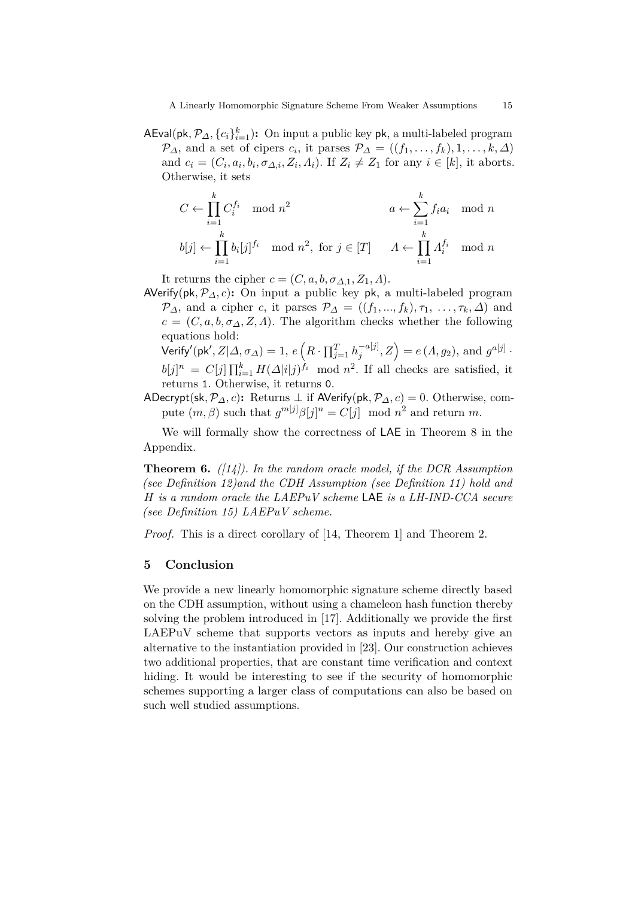$\mathsf{AEval}(\mathsf{pk}, \mathcal{P}_\Delta, \{c_i\}_{i=1}^k)$**:** On input a public key pk, a multi-labeled program $\mathcal{P}_\Delta$, and a set of cipers $c_i$, it parses $\mathcal{P}_\Delta = ((f_1, \dots, f_k), 1, \dots, k, \Delta)$ and $c_i = (C_i, a_i, b_i, \sigma_{\Delta,i}, Z_i, \Lambda_i)$. If $Z_i \neq Z_1$ for any $i \in [k]$, it aborts. Otherwise, it sets

$$C \leftarrow \prod_{i=1}^k C_i^{f_i} \mod n^2 \qquad\qquad a \leftarrow \sum_{i=1}^k f_i a_i \mod n$$

$$b[j] \leftarrow \prod_{i=1}^k b_i[j]^{f_i} \mod n^2, \text{ for } j \in [T] \qquad \Lambda \leftarrow \prod_{i=1}^k \Lambda_i^{f_i} \mod n$$

It returns the cipher $c = (C, a, b, \sigma_{\Delta,1}, Z_1, \Lambda)$.

$\mathsf{AVerify}(\mathsf{pk}, \mathcal{P}_\Delta, c)$**:** On input a public key pk, a multi-labeled program $\mathcal{P}_\Delta$, and a cipher $c$, it parses $\mathcal{P}_\Delta = ((f_1, ..., f_k), \tau_1, \dots, \tau_k, \Delta)$ and $c = (C, a, b, \sigma_\Delta, Z, \Lambda)$. The algorithm checks whether the following equations hold: $\mathsf{Verify}'(\mathsf{pk}', Z|\Delta, \sigma_\Delta) = 1$, $e\left(R \cdot \prod_{j=1}^T h_j^{-a[j]}, Z\right) = e(\Lambda, g_2)$, and $g^{a[j]} \cdot b[j]^n = C[j] \prod_{i=1}^k H(\Delta|i|j)^{f_i} \mod n^2$. If all checks are satisfied, it returns 1. Otherwise, it returns 0.

$\mathsf{ADecrypt}(\mathsf{sk}, \mathcal{P}_\Delta, c)$**:** Returns $\perp$ if $\mathsf{AVerify}(\mathsf{pk}, \mathcal{P}_\Delta, c) = 0$. Otherwise, compute $(m, \beta)$ such that $g^{m[j]}\beta[j]^n = C[j] \mod n^2$ and return $m$.

We will formally show the correctness of LAE in Theorem 8 in the Appendix.

**Theorem 6.** *([14]). In the random oracle model, if the DCR Assumption (see Definition 12)and the CDH Assumption (see Definition 11) hold and H is a random oracle the LAEPuV scheme* LAE *is a LH-IND-CCA secure (see Definition 15) LAEPuV scheme.*

*Proof.* This is a direct corollary of [14, Theorem 1] and Theorem 2.

## 5 Conclusion

We provide a new linearly homomorphic signature scheme directly based on the CDH assumption, without using a chameleon hash function thereby solving the problem introduced in [17]. Additionally we provide the first LAEPuV scheme that supports vectors as inputs and hereby give an alternative to the instantiation provided in [23]. Our construction achieves two additional properties, that are constant time verification and context hiding. It would be interesting to see if the security of homomorphic schemes supporting a larger class of computations can also be based on such well studied assumptions.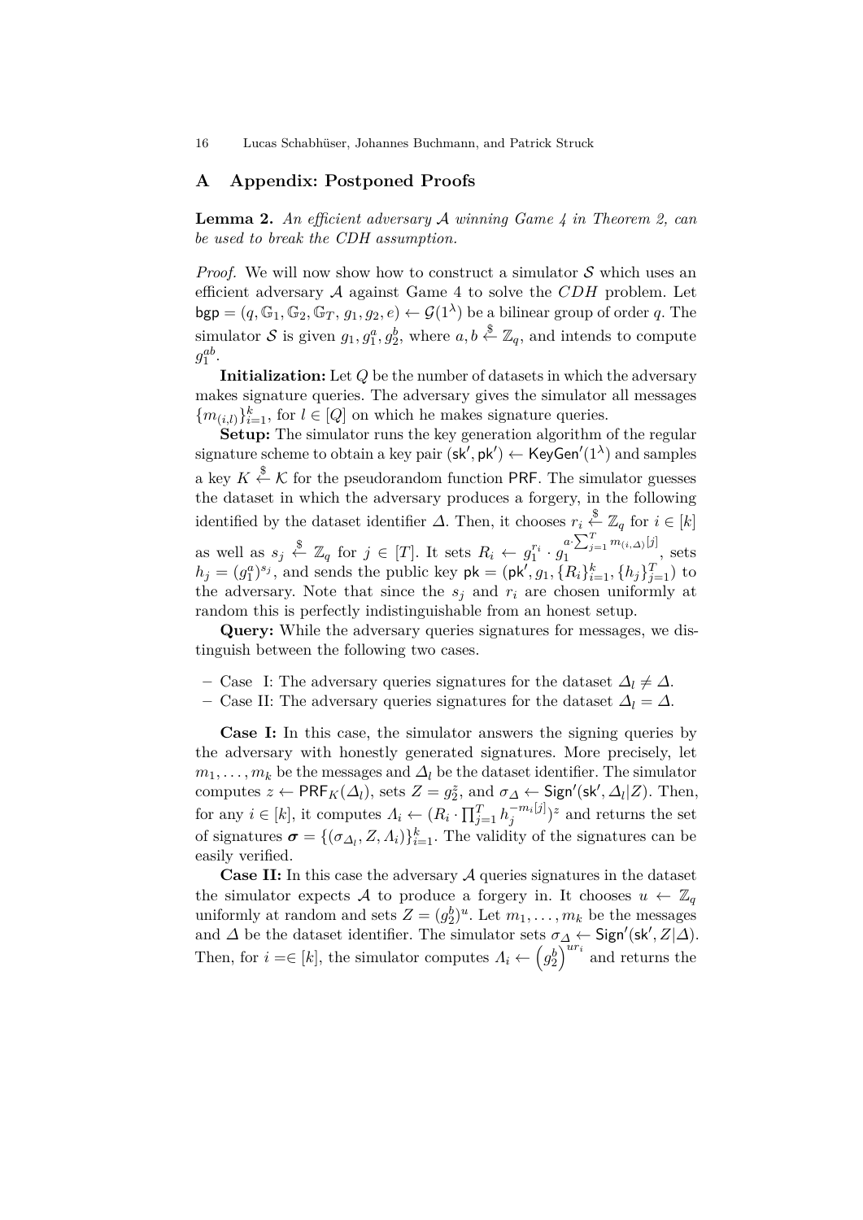## A Appendix: Postponed Proofs

**Lemma 2.** *An efficient adversary $\mathcal{A}$ winning Game 4 in Theorem 2, can be used to break the CDH assumption.*

*Proof.* We will now show how to construct a simulator $\mathcal{S}$ which uses an efficient adversary $\mathcal{A}$ against Game 4 to solve the $CDH$ problem. Let $\mathsf{bgp} = (q, \mathbb{G}_1, \mathbb{G}_2, \mathbb{G}_T, g_1, g_2, e) \leftarrow \mathcal{G}(1^\lambda)$ be a bilinear group of order $q$. The simulator $\mathcal{S}$ is given $g_1, g_1^a, g_2^b$, where $a, b \xleftarrow{\$} \mathbb{Z}_q$, and intends to compute $g_1^{ab}$.

**Initialization:** Let $Q$ be the number of datasets in which the adversary makes signature queries. The adversary gives the simulator all messages $\{m_{(i,l)}\}_{i=1}^k$, for $l \in [Q]$ on which he makes signature queries.

**Setup:** The simulator runs the key generation algorithm of the regular signature scheme to obtain a key pair $(\mathsf{sk}', \mathsf{pk}') \leftarrow \mathsf{KeyGen}'(1^\lambda)$ and samples a key $K \xleftarrow{\$} \mathcal{K}$ for the pseudorandom function $\mathsf{PRF}$. The simulator guesses the dataset in which the adversary produces a forgery, in the following identified by the dataset identifier $\Delta$. Then, it chooses $r_i \xleftarrow{\$} \mathbb{Z}_q$ for $i \in [k]$ as well as $s_j \xleftarrow{\$} \mathbb{Z}_q$ for $j \in [T]$. It sets $R_i \leftarrow g_1^{r_i} \cdot g_1^{a \cdot \sum_{j=1}^T m_{(i,\Delta)}[j]}$, sets $h_j = (g_1^a)^{s_j}$, and sends the public key $\mathsf{pk} = (\mathsf{pk}', g_1, \{R_i\}_{i=1}^k, \{h_j\}_{j=1}^T)$ to the adversary. Note that since the $s_j$ and $r_i$ are chosen uniformly at random this is perfectly indistinguishable from an honest setup.

**Query:** While the adversary queries signatures for messages, we distinguish between the following two cases.

- Case I: The adversary queries signatures for the dataset $\Delta_l \neq \Delta$.
- Case II: The adversary queries signatures for the dataset $\Delta_l = \Delta$.

**Case I:** In this case, the simulator answers the signing queries by the adversary with honestly generated signatures. More precisely, let $m_1, \dots, m_k$ be the messages and $\Delta_l$ be the dataset identifier. The simulator computes $z \leftarrow \mathsf{PRF}_K(\Delta_l)$, sets $Z = g_2^z$, and $\sigma_\Delta \leftarrow \mathsf{Sign}'(\mathsf{sk}', \Delta_l | Z)$. Then, for any $i \in [k]$, it computes $\Lambda_i \leftarrow (R_i \cdot \prod_{j=1}^T h_j^{-m_i[j]})^z$ and returns the set of signatures $\boldsymbol{\sigma} = \{(\sigma_{\Delta_l}, Z, \Lambda_i)\}_{i=1}^k$. The validity of the signatures can be easily verified.

**Case II:** In this case the adversary $\mathcal{A}$ queries signatures in the dataset the simulator expects $\mathcal{A}$ to produce a forgery in. It chooses $u \leftarrow \mathbb{Z}_q$ uniformly at random and sets $Z = (g_2^b)^u$. Let $m_1, \dots, m_k$ be the messages and $\Delta$ be the dataset identifier. The simulator sets $\sigma_\Delta \leftarrow \mathsf{Sign}'(\mathsf{sk}', Z | \Delta)$. Then, for $i =\in [k]$, the simulator computes $\Lambda_i \leftarrow \left(g_2^b\right)^{ur_i}$ and returns the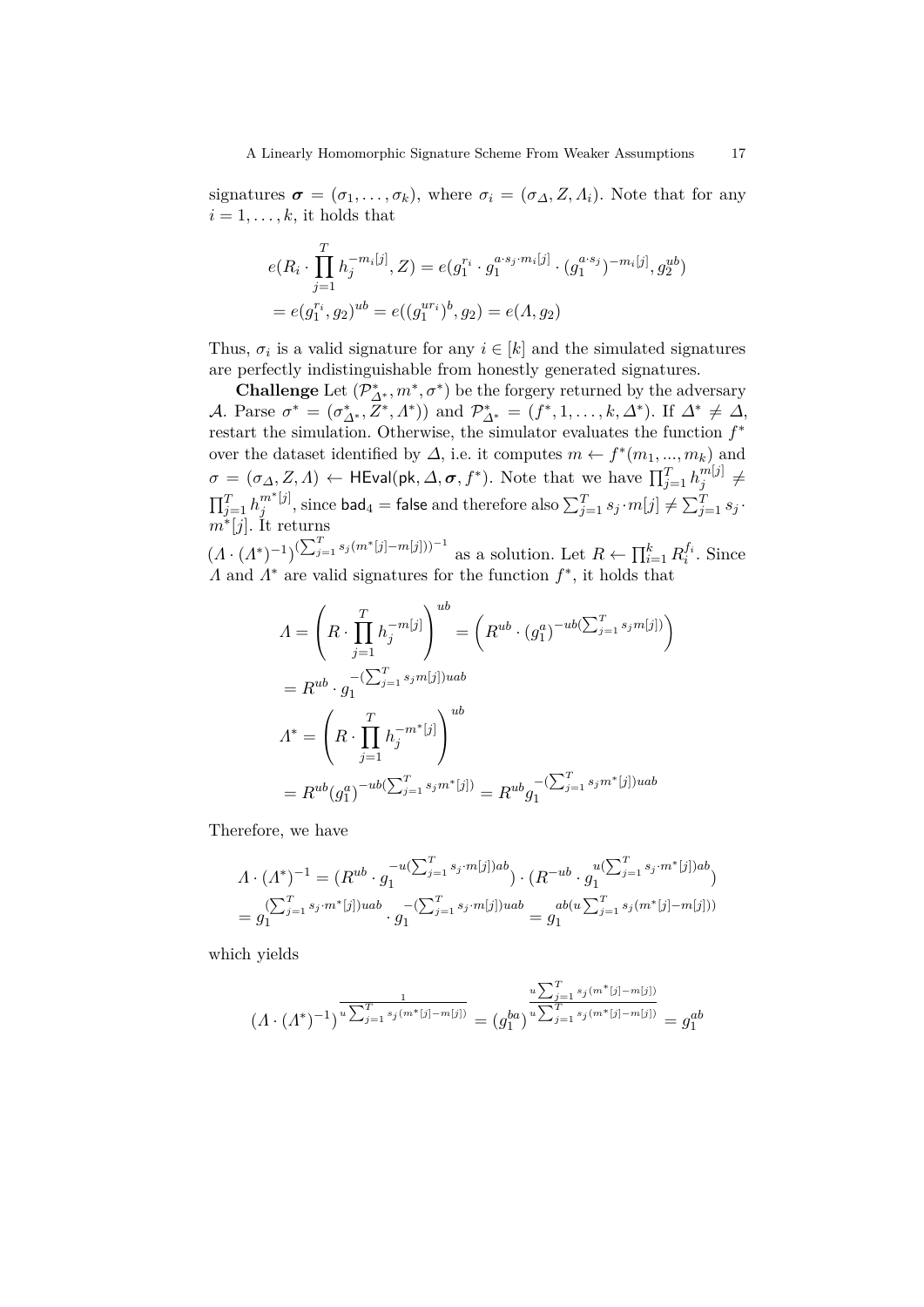signatures $\boldsymbol{\sigma} = (\sigma_1, \ldots, \sigma_k)$, where $\sigma_i = (\sigma_\Delta, Z, \Lambda_i)$. Note that for any $i = 1, \ldots, k$, it holds that

$$
\begin{aligned}
&e(R_i \cdot \prod_{j=1}^{T} h_j^{-m_i[j]}, Z) = e(g_1^{r_i} \cdot g_1^{a \cdot s_j \cdot m_i[j]} \cdot (g_1^{a \cdot s_j})^{-m_i[j]}, g_2^{ub}) \\
&= e(g_1^{r_i}, g_2)^{ub} = e((g_1^{ur_i})^b, g_2) = e(\Lambda, g_2)
\end{aligned}
$$

Thus, $\sigma_i$ is a valid signature for any $i \in [k]$ and the simulated signatures are perfectly indistinguishable from honestly generated signatures.

**Challenge** Let $(\mathcal{P}^*_{\Delta^*}, m^*, \sigma^*)$ be the forgery returned by the adversary $\mathcal{A}$. Parse $\sigma^* = (\sigma^*_{\Delta^*}, Z^*, \Lambda^*))$ and $\mathcal{P}^*_{\Delta^*} = (f^*, 1, \ldots, k, \Delta^*)$. If $\Delta^* \neq \Delta$, restart the simulation. Otherwise, the simulator evaluates the function $f^*$ over the dataset identified by $\Delta$, i.e. it computes $m \leftarrow f^*(m_1, ..., m_k)$ and $\sigma = (\sigma_\Delta, Z, \Lambda) \leftarrow \mathsf{HEval}(\mathsf{pk}, \Delta, \boldsymbol{\sigma}, f^*)$. Note that we have $\prod_{j=1}^{T} h_j^{m[j]} \neq \prod_{j=1}^{T} h_j^{m^*[j]}$, since $\mathsf{bad}_4 = \mathsf{false}$ and therefore also $\sum_{j=1}^{T} s_j \cdot m[j] \neq \sum_{j=1}^{T} s_j \cdot m^*[j]$. It returns
$(\Lambda \cdot (\Lambda^*)^{-1})^{(\sum_{j=1}^{T} s_j (m^*[j] - m[j]))^{-1}}$ as a solution. Let $R \leftarrow \prod_{i=1}^{k} R_i^{f_i}$. Since $\Lambda$ and $\Lambda^*$ are valid signatures for the function $f^*$, it holds that

$$
\begin{aligned}
\Lambda &= \left( R \cdot \prod_{j=1}^{T} h_j^{-m[j]} \right)^{ub} = \left( R^{ub} \cdot (g_1^a)^{-ub(\sum_{j=1}^{T} s_j m[j])} \right) \\
&= R^{ub} \cdot g_1^{-(\sum_{j=1}^{T} s_j m[j]) uab} \\
\Lambda^* &= \left( R \cdot \prod_{j=1}^{T} h_j^{-m^*[j]} \right)^{ub} \\
&= R^{ub} (g_1^a)^{-ub(\sum_{j=1}^{T} s_j m^*[j])} = R^{ub} g_1^{-(\sum_{j=1}^{T} s_j m^*[j]) uab}
\end{aligned}
$$

Therefore, we have

$$
\begin{aligned}
&\Lambda \cdot (\Lambda^*)^{-1} = (R^{ub} \cdot g_1^{-u(\sum_{j=1}^{T} s_j \cdot m[j])ab}) \cdot (R^{-ub} \cdot g_1^{u(\sum_{j=1}^{T} s_j \cdot m^*[j])ab}) \\
&= g_1^{(\sum_{j=1}^{T} s_j \cdot m^*[j]) uab} \cdot g_1^{-(\sum_{j=1}^{T} s_j \cdot m[j]) uab} = g_1^{ab(u \sum_{j=1}^{T} s_j (m^*[j] - m[j]))}
\end{aligned}
$$

which yields

$$
(\Lambda \cdot (\Lambda^*)^{-1})^{\frac{1}{u \sum_{j=1}^{T} s_j (m^*[j] - m[j])}} = (g_1^{ba})^{\frac{u \sum_{j=1}^{T} s_j (m^*[j] - m[j])}{u \sum_{j=1}^{T} s_j (m^*[j] - m[j])}} = g_1^{ab}
$$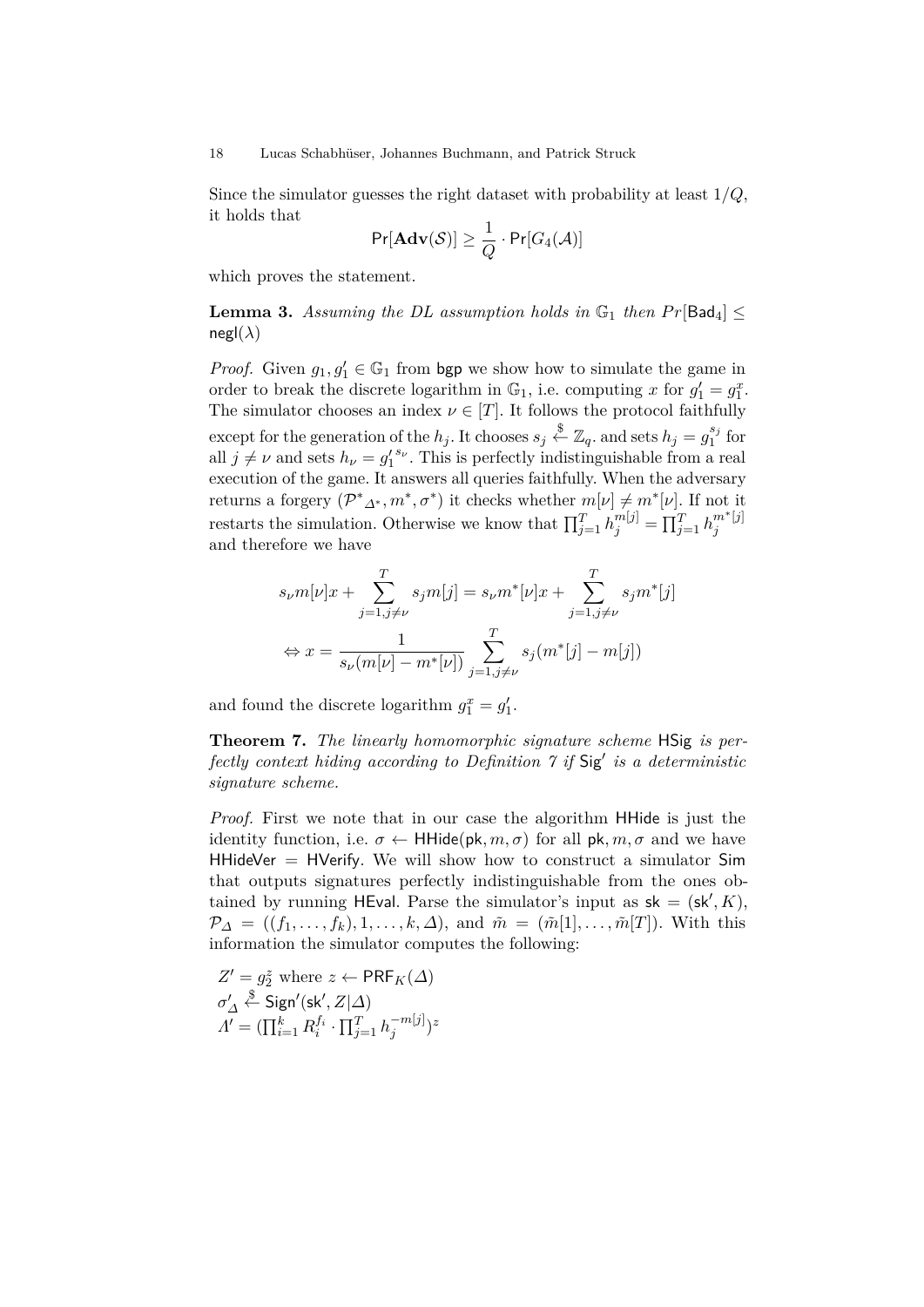Since the simulator guesses the right dataset with probability at least $1/Q$, it holds that

$$\Pr[\mathbf{Adv}(\mathcal{S})] \geq \frac{1}{Q} \cdot \Pr[G_4(\mathcal{A})]$$

which proves the statement.

**Lemma 3.** *Assuming the DL assumption holds in $\mathbb{G}_1$ then $Pr[\mathsf{Bad}_4] \leq \mathsf{negl}(\lambda)$*

*Proof.* Given $g_1, g_1' \in \mathbb{G}_1$ from $\mathsf{bgp}$ we show how to simulate the game in order to break the discrete logarithm in $\mathbb{G}_1$, i.e. computing $x$ for $g_1' = g_1^x$. The simulator chooses an index $\nu \in [T]$. It follows the protocol faithfully except for the generation of the $h_j$. It chooses $s_j \xleftarrow{\$} \mathbb{Z}_q$. and sets $h_j = g_1^{s_j}$ for all $j \neq \nu$ and sets $h_\nu = {g_1'}^{s_\nu}$. This is perfectly indistinguishable from a real execution of the game. It answers all queries faithfully. When the adversary returns a forgery $({\mathcal{P}^*}_{\Delta^*}, m^*, \sigma^*)$ it checks whether $m[\nu] \neq m^*[\nu]$. If not it restarts the simulation. Otherwise we know that $\prod_{j=1}^{T} h_j^{m[j]} = \prod_{j=1}^{T} h_j^{m^*[j]}$ and therefore we have

$$s_\nu m[\nu]x + \sum_{j=1, j\neq\nu}^{T} s_j m[j] = s_\nu m^*[\nu]x + \sum_{j=1, j\neq\nu}^{T} s_j m^*[j]$$

$$\Leftrightarrow x = \frac{1}{s_\nu(m[\nu] - m^*[\nu])} \sum_{j=1, j\neq\nu}^{T} s_j(m^*[j] - m[j])$$

and found the discrete logarithm $g_1^x = g_1'$.

**Theorem 7.** *The linearly homomorphic signature scheme $\mathsf{HSig}$ is perfectly context hiding according to Definition 7 if $\mathsf{Sig}'$ is a deterministic signature scheme.*

*Proof.* First we note that in our case the algorithm $\mathsf{HHide}$ is just the identity function, i.e. $\sigma \leftarrow \mathsf{HHide}(\mathsf{pk}, m, \sigma)$ for all $\mathsf{pk}, m, \sigma$ and we have $\mathsf{HHideVer} = \mathsf{HVerify}$. We will show how to construct a simulator $\mathsf{Sim}$ that outputs signatures perfectly indistinguishable from the ones obtained by running $\mathsf{HEval}$. Parse the simulator's input as $\mathsf{sk} = (\mathsf{sk}', K)$, $\mathcal{P}_\Delta = ((f_1, \ldots, f_k), 1, \ldots, k, \Delta)$, and $\tilde{m} = (\tilde{m}[1], \ldots, \tilde{m}[T])$. With this information the simulator computes the following:

$Z' = g_2^z$ where $z \leftarrow \mathsf{PRF}_K(\Delta)$
${\sigma'}_\Delta \xleftarrow{\$} \mathsf{Sign}'(\mathsf{sk}', Z|\Delta)$
$\Lambda' = (\prod_{i=1}^{k} R_i^{f_i} \cdot \prod_{j=1}^{T} h_j^{-m[j]})^z$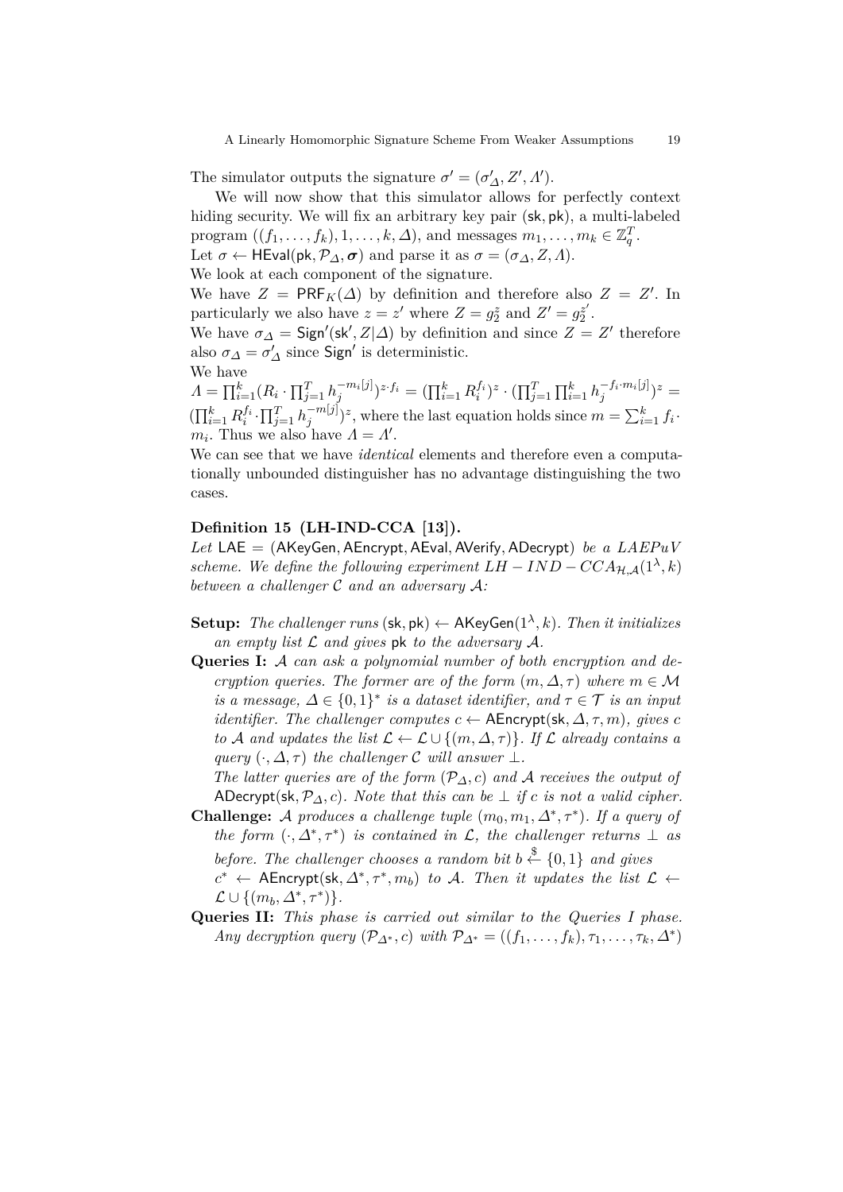The simulator outputs the signature $\sigma' = (\sigma'_\Delta, Z', \Lambda')$.

We will now show that this simulator allows for perfectly context hiding security. We will fix an arbitrary key pair $(\mathsf{sk}, \mathsf{pk})$, a multi-labeled program $((f_1, \dots, f_k), 1, \dots, k, \Delta)$, and messages $m_1, \dots, m_k \in \mathbb{Z}_q^T$.
Let $\sigma \leftarrow \mathsf{HEval}(\mathsf{pk}, \mathcal{P}_\Delta, \boldsymbol{\sigma})$ and parse it as $\sigma = (\sigma_\Delta, Z, \Lambda)$.
We look at each component of the signature.
We have $Z = \mathsf{PRF}_K(\Delta)$ by definition and therefore also $Z = Z'$. In particularly we also have $z = z'$ where $Z = g_2^z$ and $Z' = g_2^{z'}$.
We have $\sigma_\Delta = \mathsf{Sign}'(\mathsf{sk}', Z|\Delta)$ by definition and since $Z = Z'$ therefore also $\sigma_\Delta = \sigma'_\Delta$ since $\mathsf{Sign}'$ is deterministic.
We have
$\Lambda = \prod_{i=1}^k (R_i \cdot \prod_{j=1}^T h_j^{-m_i[j]})^{z \cdot f_i} = (\prod_{i=1}^k R_i^{f_i})^z \cdot (\prod_{j=1}^T \prod_{i=1}^k h_j^{-f_i \cdot m_i[j]})^z = (\prod_{i=1}^k R_i^{f_i} \cdot \prod_{j=1}^T h_j^{-m[j]})^z$, where the last equation holds since $m = \sum_{i=1}^k f_i \cdot m_i$. Thus we also have $\Lambda = \Lambda'$.
We can see that we have *identical* elements and therefore even a computationally unbounded distinguisher has no advantage distinguishing the two cases.

**Definition 15 (LH-IND-CCA [13]).**
*Let* $\mathsf{LAE} = (\mathsf{AKeyGen}, \mathsf{AEncrypt}, \mathsf{AEval}, \mathsf{AVerify}, \mathsf{ADecrypt})$ *be a LAEPuV scheme. We define the following experiment* $LH-IND-CCA_{\mathcal{H},\mathcal{A}}(1^\lambda, k)$ *between a challenger* $\mathcal{C}$ *and an adversary* $\mathcal{A}$*:*

- **Setup:** *The challenger runs* $(\mathsf{sk}, \mathsf{pk}) \leftarrow \mathsf{AKeyGen}(1^\lambda, k)$*. Then it initializes an empty list* $\mathcal{L}$ *and gives* $\mathsf{pk}$ *to the adversary* $\mathcal{A}$*.*
- **Queries I:** $\mathcal{A}$ *can ask a polynomial number of both encryption and decryption queries. The former are of the form* $(m, \Delta, \tau)$ *where* $m \in \mathcal{M}$ *is a message,* $\Delta \in \{0,1\}^*$ *is a dataset identifier, and* $\tau \in \mathcal{T}$ *is an input identifier. The challenger computes* $c \leftarrow \mathsf{AEncrypt}(\mathsf{sk}, \Delta, \tau, m)$*, gives* $c$ *to* $\mathcal{A}$ *and updates the list* $\mathcal{L} \leftarrow \mathcal{L} \cup \{(m, \Delta, \tau)\}$*. If* $\mathcal{L}$ *already contains a query* $(\cdot, \Delta, \tau)$ *the challenger* $\mathcal{C}$ *will answer* $\bot$*.*
  *The latter queries are of the form* $(\mathcal{P}_\Delta, c)$ *and* $\mathcal{A}$ *receives the output of* $\mathsf{ADecrypt}(\mathsf{sk}, \mathcal{P}_\Delta, c)$*. Note that this can be* $\bot$ *if* $c$ *is not a valid cipher.*
- **Challenge:** $\mathcal{A}$ *produces a challenge tuple* $(m_0, m_1, \Delta^*, \tau^*)$*. If a query of the form* $(\cdot, \Delta^*, \tau^*)$ *is contained in* $\mathcal{L}$*, the challenger returns* $\bot$ *as before. The challenger chooses a random bit* $b \xleftarrow{\$} \{0,1\}$ *and gives* $c^* \leftarrow \mathsf{AEncrypt}(\mathsf{sk}, \Delta^*, \tau^*, m_b)$ *to* $\mathcal{A}$*. Then it updates the list* $\mathcal{L} \leftarrow \mathcal{L} \cup \{(m_b, \Delta^*, \tau^*)\}$*.*
- **Queries II:** *This phase is carried out similar to the Queries I phase. Any decryption query* $(\mathcal{P}_{\Delta^*}, c)$ *with* $\mathcal{P}_{\Delta^*} = ((f_1, \dots, f_k), \tau_1, \dots, \tau_k, \Delta^*)$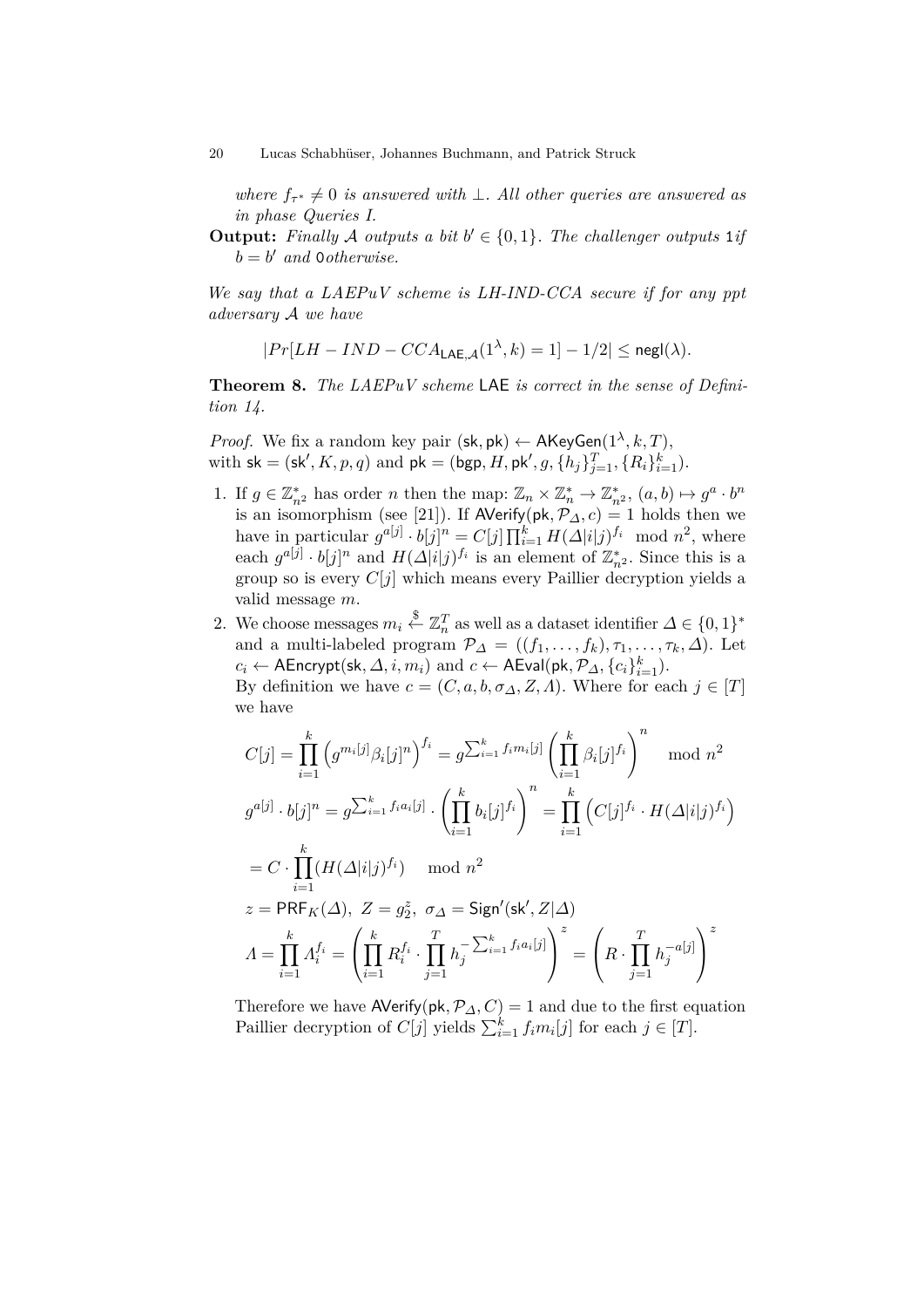*where $f_{\tau^*} \neq 0$ is answered with $\perp$. All other queries are answered as in phase Queries I.*

**Output:** *Finally $\mathcal{A}$ outputs a bit $b' \in \{0,1\}$. The challenger outputs* 1*if $b = b'$ and* 0*otherwise.*

*We say that a LAEPuV scheme is LH-IND-CCA secure if for any ppt adversary $\mathcal{A}$ we have*

$$|Pr[LH-IND-CCA_{\mathsf{LAE},\mathcal{A}}(1^\lambda, k) = 1] - 1/2| \leq \mathsf{negl}(\lambda).$$

**Theorem 8.** *The LAEPuV scheme* LAE *is correct in the sense of Definition 14.*

*Proof.* We fix a random key pair $(\mathsf{sk}, \mathsf{pk}) \leftarrow \mathsf{AKeyGen}(1^\lambda, k, T)$, with $\mathsf{sk} = (\mathsf{sk}', K, p, q)$ and $\mathsf{pk} = (\mathsf{bgp}, H, \mathsf{pk}', g, \{h_j\}_{j=1}^T, \{R_i\}_{i=1}^k)$.

1. If $g \in \mathbb{Z}_{n^2}^*$ has order $n$ then the map: $\mathbb{Z}_n \times \mathbb{Z}_n^* \to \mathbb{Z}_{n^2}^*$, $(a,b) \mapsto g^a \cdot b^n$ is an isomorphism (see [21]). If $\mathsf{AVerify}(\mathsf{pk}, \mathcal{P}_\Delta, c) = 1$ holds then we have in particular $g^{a[j]} \cdot b[j]^n = C[j] \prod_{i=1}^k H(\Delta|i|j)^{f_i} \mod n^2$, where each $g^{a[j]} \cdot b[j]^n$ and $H(\Delta|i|j)^{f_i}$ is an element of $\mathbb{Z}_{n^2}^*$. Since this is a group so is every $C[j]$ which means every Paillier decryption yields a valid message $m$.
2. We choose messages $m_i \xleftarrow{\$} \mathbb{Z}_n^T$ as well as a dataset identifier $\Delta \in \{0,1\}^*$ and a multi-labeled program $\mathcal{P}_\Delta = ((f_1, \ldots, f_k), \tau_1, \ldots, \tau_k, \Delta)$. Let $c_i \leftarrow \mathsf{AEncrypt}(\mathsf{sk}, \Delta, i, m_i)$ and $c \leftarrow \mathsf{AEval}(\mathsf{pk}, \mathcal{P}_\Delta, \{c_i\}_{i=1}^k)$.
   By definition we have $c = (C, a, b, \sigma_\Delta, Z, \Lambda)$. Where for each $j \in [T]$ we have

$$C[j] = \prod_{i=1}^k \left(g^{m_i[j]} \beta_i[j]^n\right)^{f_i} = g^{\sum_{i=1}^k f_i m_i[j]} \left(\prod_{i=1}^k \beta_i[j]^{f_i}\right)^n \mod n^2$$

$$g^{a[j]} \cdot b[j]^n = g^{\sum_{i=1}^k f_i a_i[j]} \cdot \left(\prod_{i=1}^k b_i[j]^{f_i}\right)^n = \prod_{i=1}^k \left(C[j]^{f_i} \cdot H(\Delta|i|j)^{f_i}\right)$$

$$= C \cdot \prod_{i=1}^k (H(\Delta|i|j)^{f_i}) \mod n^2$$

$$z = \mathsf{PRF}_K(\Delta),\ Z = g_2^z,\ \sigma_\Delta = \mathsf{Sign}'(\mathsf{sk}', Z|\Delta)$$

$$\Lambda = \prod_{i=1}^k \Lambda_i^{f_i} = \left(\prod_{i=1}^k R_i^{f_i} \cdot \prod_{j=1}^T h_j^{-\sum_{i=1}^k f_i a_i[j]}\right)^z = \left(R \cdot \prod_{j=1}^T h_j^{-a[j]}\right)^z$$

   Therefore we have $\mathsf{AVerify}(\mathsf{pk}, \mathcal{P}_\Delta, C) = 1$ and due to the first equation Paillier decryption of $C[j]$ yields $\sum_{i=1}^k f_i m_i[j]$ for each $j \in [T]$.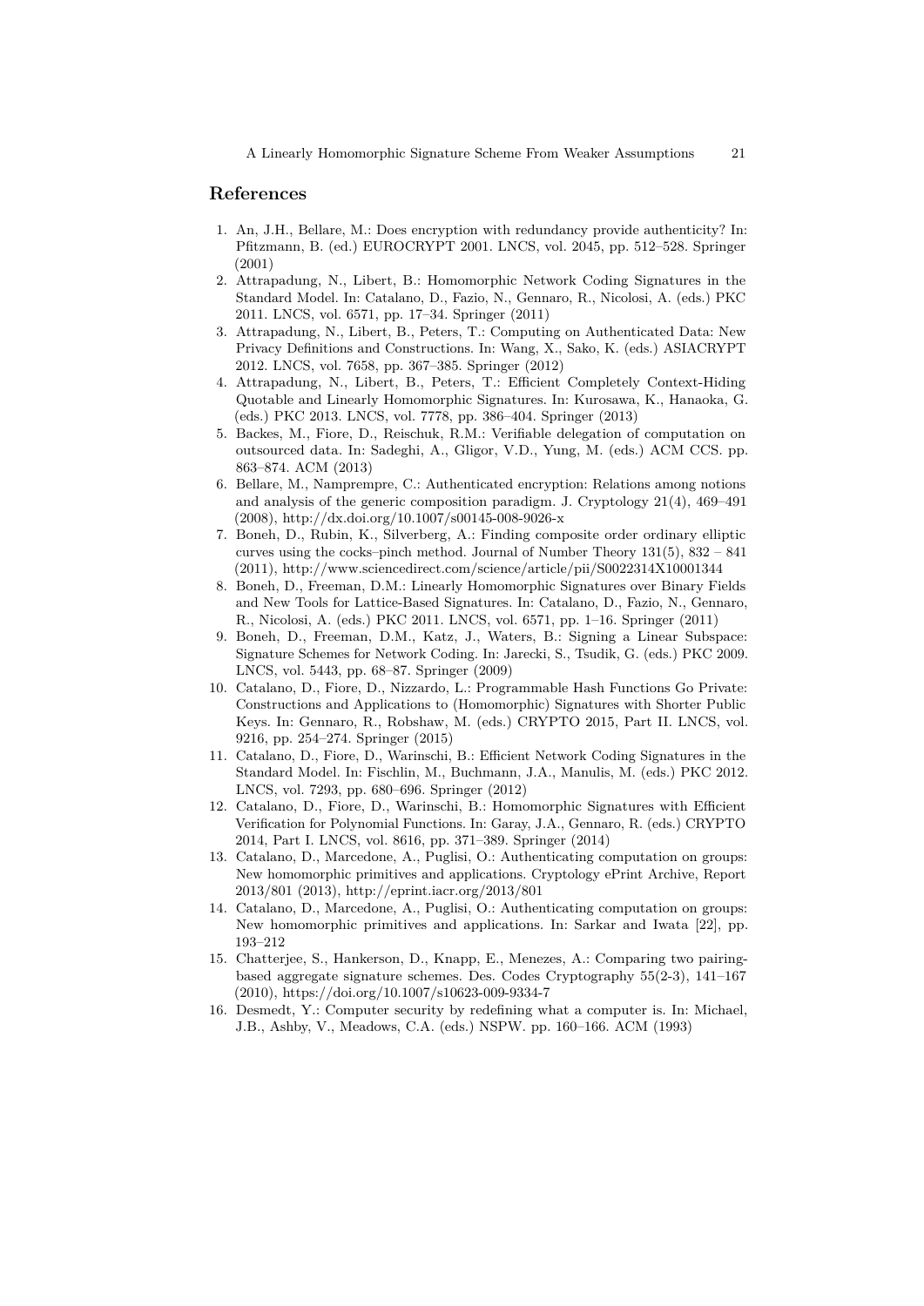## References

1. An, J.H., Bellare, M.: Does encryption with redundancy provide authenticity? In: Pfitzmann, B. (ed.) EUROCRYPT 2001. LNCS, vol. 2045, pp. 512–528. Springer (2001)
2. Attrapadung, N., Libert, B.: Homomorphic Network Coding Signatures in the Standard Model. In: Catalano, D., Fazio, N., Gennaro, R., Nicolosi, A. (eds.) PKC 2011. LNCS, vol. 6571, pp. 17–34. Springer (2011)
3. Attrapadung, N., Libert, B., Peters, T.: Computing on Authenticated Data: New Privacy Definitions and Constructions. In: Wang, X., Sako, K. (eds.) ASIACRYPT 2012. LNCS, vol. 7658, pp. 367–385. Springer (2012)
4. Attrapadung, N., Libert, B., Peters, T.: Efficient Completely Context-Hiding Quotable and Linearly Homomorphic Signatures. In: Kurosawa, K., Hanaoka, G. (eds.) PKC 2013. LNCS, vol. 7778, pp. 386–404. Springer (2013)
5. Backes, M., Fiore, D., Reischuk, R.M.: Verifiable delegation of computation on outsourced data. In: Sadeghi, A., Gligor, V.D., Yung, M. (eds.) ACM CCS. pp. 863–874. ACM (2013)
6. Bellare, M., Namprempre, C.: Authenticated encryption: Relations among notions and analysis of the generic composition paradigm. J. Cryptology 21(4), 469–491 (2008), http://dx.doi.org/10.1007/s00145-008-9026-x
7. Boneh, D., Rubin, K., Silverberg, A.: Finding composite order ordinary elliptic curves using the cocks–pinch method. Journal of Number Theory 131(5), 832 – 841 (2011), http://www.sciencedirect.com/science/article/pii/S0022314X10001344
8. Boneh, D., Freeman, D.M.: Linearly Homomorphic Signatures over Binary Fields and New Tools for Lattice-Based Signatures. In: Catalano, D., Fazio, N., Gennaro, R., Nicolosi, A. (eds.) PKC 2011. LNCS, vol. 6571, pp. 1–16. Springer (2011)
9. Boneh, D., Freeman, D.M., Katz, J., Waters, B.: Signing a Linear Subspace: Signature Schemes for Network Coding. In: Jarecki, S., Tsudik, G. (eds.) PKC 2009. LNCS, vol. 5443, pp. 68–87. Springer (2009)
10. Catalano, D., Fiore, D., Nizzardo, L.: Programmable Hash Functions Go Private: Constructions and Applications to (Homomorphic) Signatures with Shorter Public Keys. In: Gennaro, R., Robshaw, M. (eds.) CRYPTO 2015, Part II. LNCS, vol. 9216, pp. 254–274. Springer (2015)
11. Catalano, D., Fiore, D., Warinschi, B.: Efficient Network Coding Signatures in the Standard Model. In: Fischlin, M., Buchmann, J.A., Manulis, M. (eds.) PKC 2012. LNCS, vol. 7293, pp. 680–696. Springer (2012)
12. Catalano, D., Fiore, D., Warinschi, B.: Homomorphic Signatures with Efficient Verification for Polynomial Functions. In: Garay, J.A., Gennaro, R. (eds.) CRYPTO 2014, Part I. LNCS, vol. 8616, pp. 371–389. Springer (2014)
13. Catalano, D., Marcedone, A., Puglisi, O.: Authenticating computation on groups: New homomorphic primitives and applications. Cryptology ePrint Archive, Report 2013/801 (2013), http://eprint.iacr.org/2013/801
14. Catalano, D., Marcedone, A., Puglisi, O.: Authenticating computation on groups: New homomorphic primitives and applications. In: Sarkar and Iwata [22], pp. 193–212
15. Chatterjee, S., Hankerson, D., Knapp, E., Menezes, A.: Comparing two pairing-based aggregate signature schemes. Des. Codes Cryptography 55(2-3), 141–167 (2010), https://doi.org/10.1007/s10623-009-9334-7
16. Desmedt, Y.: Computer security by redefining what a computer is. In: Michael, J.B., Ashby, V., Meadows, C.A. (eds.) NSPW. pp. 160–166. ACM (1993)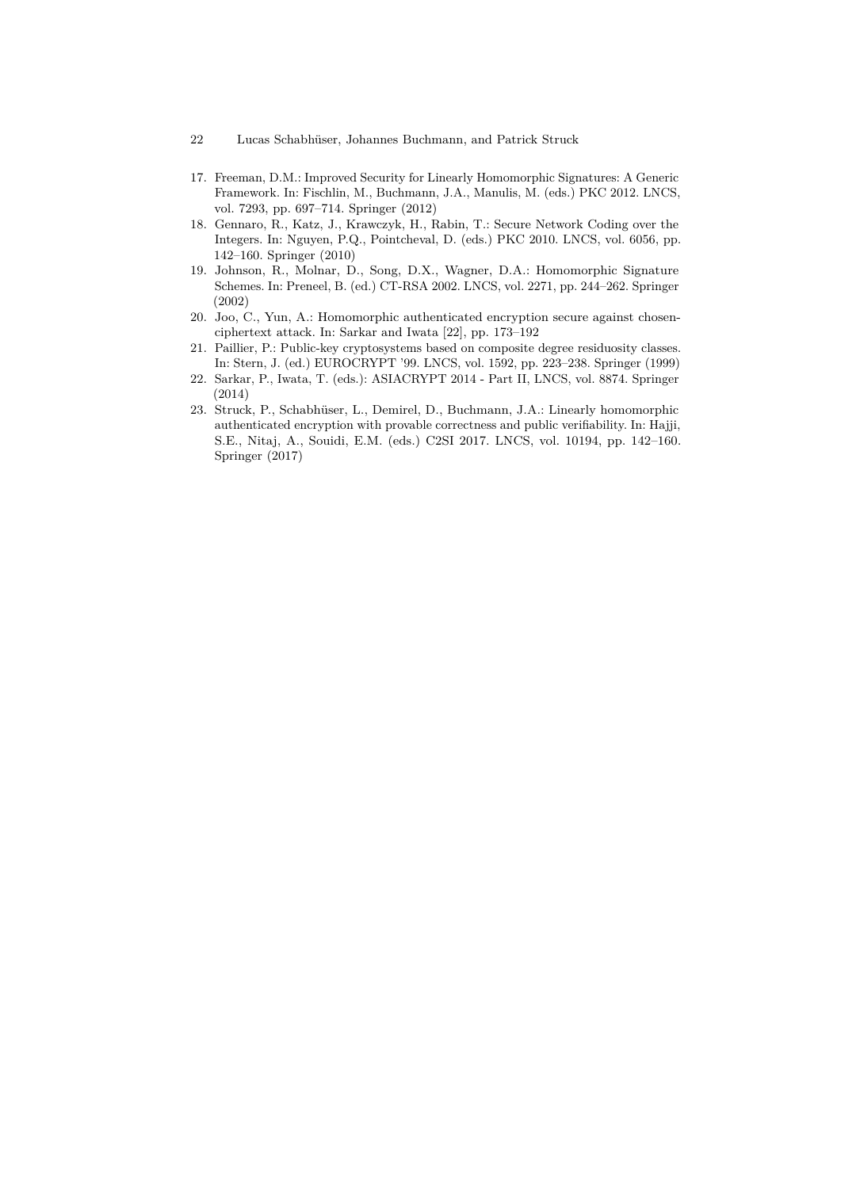17. Freeman, D.M.: Improved Security for Linearly Homomorphic Signatures: A Generic Framework. In: Fischlin, M., Buchmann, J.A., Manulis, M. (eds.) PKC 2012. LNCS, vol. 7293, pp. 697–714. Springer (2012)
18. Gennaro, R., Katz, J., Krawczyk, H., Rabin, T.: Secure Network Coding over the Integers. In: Nguyen, P.Q., Pointcheval, D. (eds.) PKC 2010. LNCS, vol. 6056, pp. 142–160. Springer (2010)
19. Johnson, R., Molnar, D., Song, D.X., Wagner, D.A.: Homomorphic Signature Schemes. In: Preneel, B. (ed.) CT-RSA 2002. LNCS, vol. 2271, pp. 244–262. Springer (2002)
20. Joo, C., Yun, A.: Homomorphic authenticated encryption secure against chosen-ciphertext attack. In: Sarkar and Iwata [22], pp. 173–192
21. Paillier, P.: Public-key cryptosystems based on composite degree residuosity classes. In: Stern, J. (ed.) EUROCRYPT '99. LNCS, vol. 1592, pp. 223–238. Springer (1999)
22. Sarkar, P., Iwata, T. (eds.): ASIACRYPT 2014 - Part II, LNCS, vol. 8874. Springer (2014)
23. Struck, P., Schabhüser, L., Demirel, D., Buchmann, J.A.: Linearly homomorphic authenticated encryption with provable correctness and public verifiability. In: Hajji, S.E., Nitaj, A., Souidi, E.M. (eds.) C2SI 2017. LNCS, vol. 10194, pp. 142–160. Springer (2017)